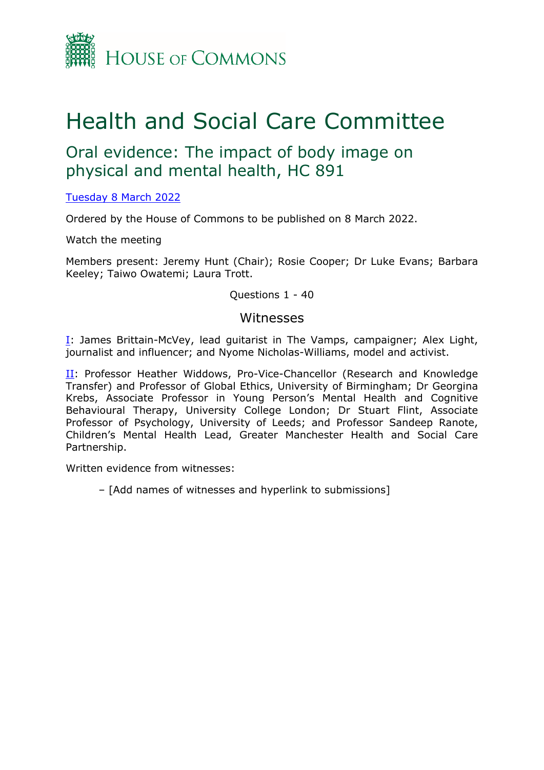House of Commons

# Health and Social Care Committee

## Oral evidence: The impact of body image on physical and mental health, HC 891

Tuesday 8 March 2022

Ordered by the House of Commons to be published on 8 March 2022.

Watch the meeting

Members present: Jeremy Hunt (Chair); Rosie Cooper; Dr Luke Evans; Barbara Keeley; Taiwo Owatemi; Laura Trott.

Questions 1 - 40

### Witnesses

I: James Brittain-McVey, lead guitarist in The Vamps, campaigner; Alex Light, journalist and influencer; and Nyome Nicholas-Williams, model and activist.

II: Professor Heather Widdows, Pro-Vice-Chancellor (Research and Knowledge Transfer) and Professor of Global Ethics, University of Birmingham; Dr Georgina Krebs, Associate Professor in Young Person's Mental Health and Cognitive Behavioural Therapy, University College London; Dr Stuart Flint, Associate Professor of Psychology, University of Leeds; and Professor Sandeep Ranote, Children's Mental Health Lead, Greater Manchester Health and Social Care Partnership.

Written evidence from witnesses:

– [Add names of witnesses and hyperlink to submissions]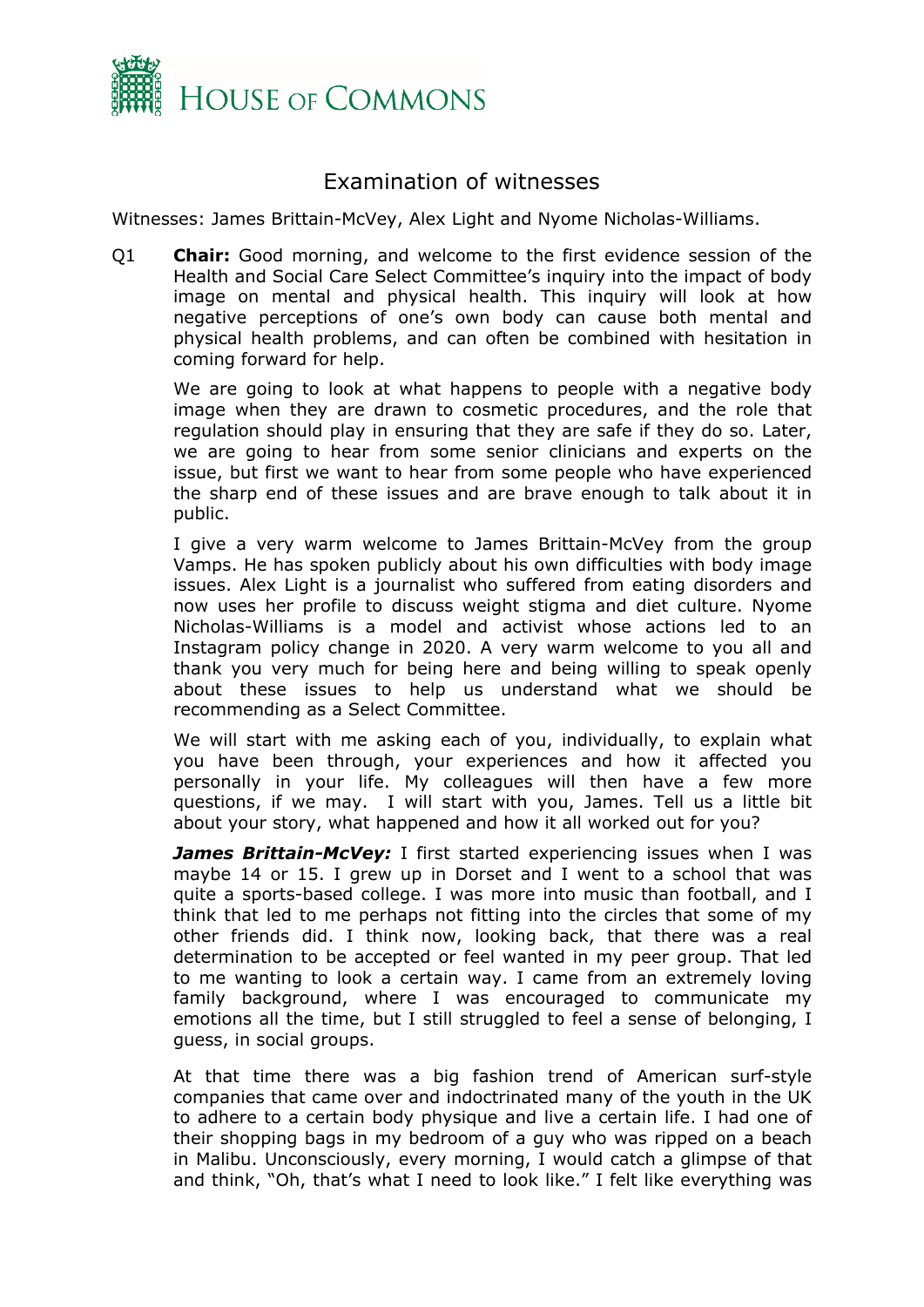# Examination of witnesses

Witnesses: James Brittain-McVey, Alex Light and Nyome Nicholas-Williams.

Q1 **Chair:** Good morning, and welcome to the first evidence session of the Health and Social Care Select Committee's inquiry into the impact of body image on mental and physical health. This inquiry will look at how negative perceptions of one's own body can cause both mental and physical health problems, and can often be combined with hesitation in coming forward for help.

We are going to look at what happens to people with a negative body image when they are drawn to cosmetic procedures, and the role that regulation should play in ensuring that they are safe if they do so. Later, we are going to hear from some senior clinicians and experts on the issue, but first we want to hear from some people who have experienced the sharp end of these issues and are brave enough to talk about it in public.

I give a very warm welcome to James Brittain-McVey from the group Vamps. He has spoken publicly about his own difficulties with body image issues. Alex Light is a journalist who suffered from eating disorders and now uses her profile to discuss weight stigma and diet culture. Nyome Nicholas-Williams is a model and activist whose actions led to an Instagram policy change in 2020. A very warm welcome to you all and thank you very much for being here and being willing to speak openly about these issues to help us understand what we should be recommending as a Select Committee.

We will start with me asking each of you, individually, to explain what you have been through, your experiences and how it affected you personally in your life. My colleagues will then have a few more questions, if we may. I will start with you, James. Tell us a little bit about your story, what happened and how it all worked out for you?

***James Brittain-McVey:*** I first started experiencing issues when I was maybe 14 or 15. I grew up in Dorset and I went to a school that was quite a sports-based college. I was more into music than football, and I think that led to me perhaps not fitting into the circles that some of my other friends did. I think now, looking back, that there was a real determination to be accepted or feel wanted in my peer group. That led to me wanting to look a certain way. I came from an extremely loving family background, where I was encouraged to communicate my emotions all the time, but I still struggled to feel a sense of belonging, I guess, in social groups.

At that time there was a big fashion trend of American surf-style companies that came over and indoctrinated many of the youth in the UK to adhere to a certain body physique and live a certain life. I had one of their shopping bags in my bedroom of a guy who was ripped on a beach in Malibu. Unconsciously, every morning, I would catch a glimpse of that and think, "Oh, that's what I need to look like." I felt like everything was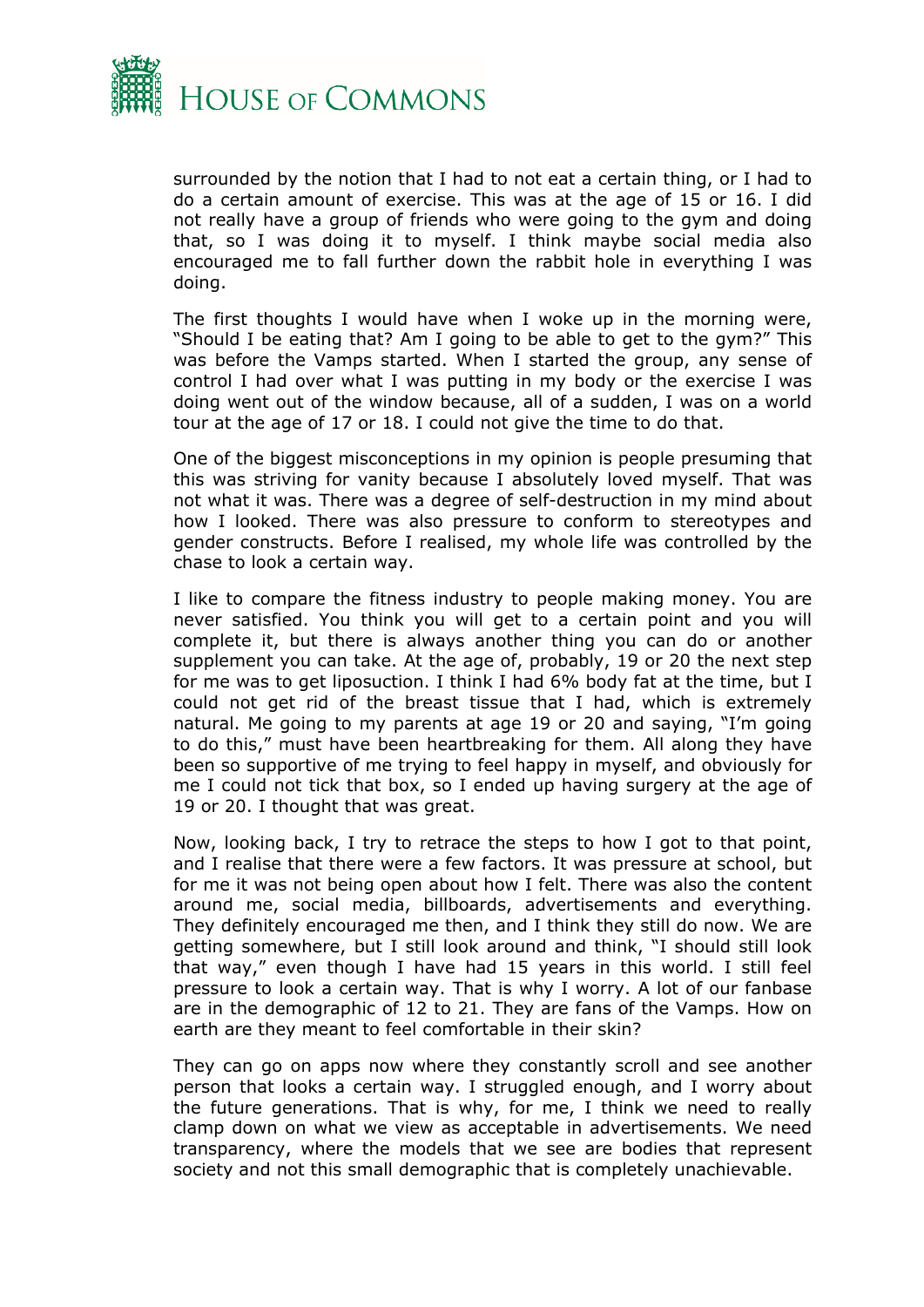surrounded by the notion that I had to not eat a certain thing, or I had to do a certain amount of exercise. This was at the age of 15 or 16. I did not really have a group of friends who were going to the gym and doing that, so I was doing it to myself. I think maybe social media also encouraged me to fall further down the rabbit hole in everything I was doing.

The first thoughts I would have when I woke up in the morning were, "Should I be eating that? Am I going to be able to get to the gym?" This was before the Vamps started. When I started the group, any sense of control I had over what I was putting in my body or the exercise I was doing went out of the window because, all of a sudden, I was on a world tour at the age of 17 or 18. I could not give the time to do that.

One of the biggest misconceptions in my opinion is people presuming that this was striving for vanity because I absolutely loved myself. That was not what it was. There was a degree of self-destruction in my mind about how I looked. There was also pressure to conform to stereotypes and gender constructs. Before I realised, my whole life was controlled by the chase to look a certain way.

I like to compare the fitness industry to people making money. You are never satisfied. You think you will get to a certain point and you will complete it, but there is always another thing you can do or another supplement you can take. At the age of, probably, 19 or 20 the next step for me was to get liposuction. I think I had 6% body fat at the time, but I could not get rid of the breast tissue that I had, which is extremely natural. Me going to my parents at age 19 or 20 and saying, "I'm going to do this," must have been heartbreaking for them. All along they have been so supportive of me trying to feel happy in myself, and obviously for me I could not tick that box, so I ended up having surgery at the age of 19 or 20. I thought that was great.

Now, looking back, I try to retrace the steps to how I got to that point, and I realise that there were a few factors. It was pressure at school, but for me it was not being open about how I felt. There was also the content around me, social media, billboards, advertisements and everything. They definitely encouraged me then, and I think they still do now. We are getting somewhere, but I still look around and think, "I should still look that way," even though I have had 15 years in this world. I still feel pressure to look a certain way. That is why I worry. A lot of our fanbase are in the demographic of 12 to 21. They are fans of the Vamps. How on earth are they meant to feel comfortable in their skin?

They can go on apps now where they constantly scroll and see another person that looks a certain way. I struggled enough, and I worry about the future generations. That is why, for me, I think we need to really clamp down on what we view as acceptable in advertisements. We need transparency, where the models that we see are bodies that represent society and not this small demographic that is completely unachievable.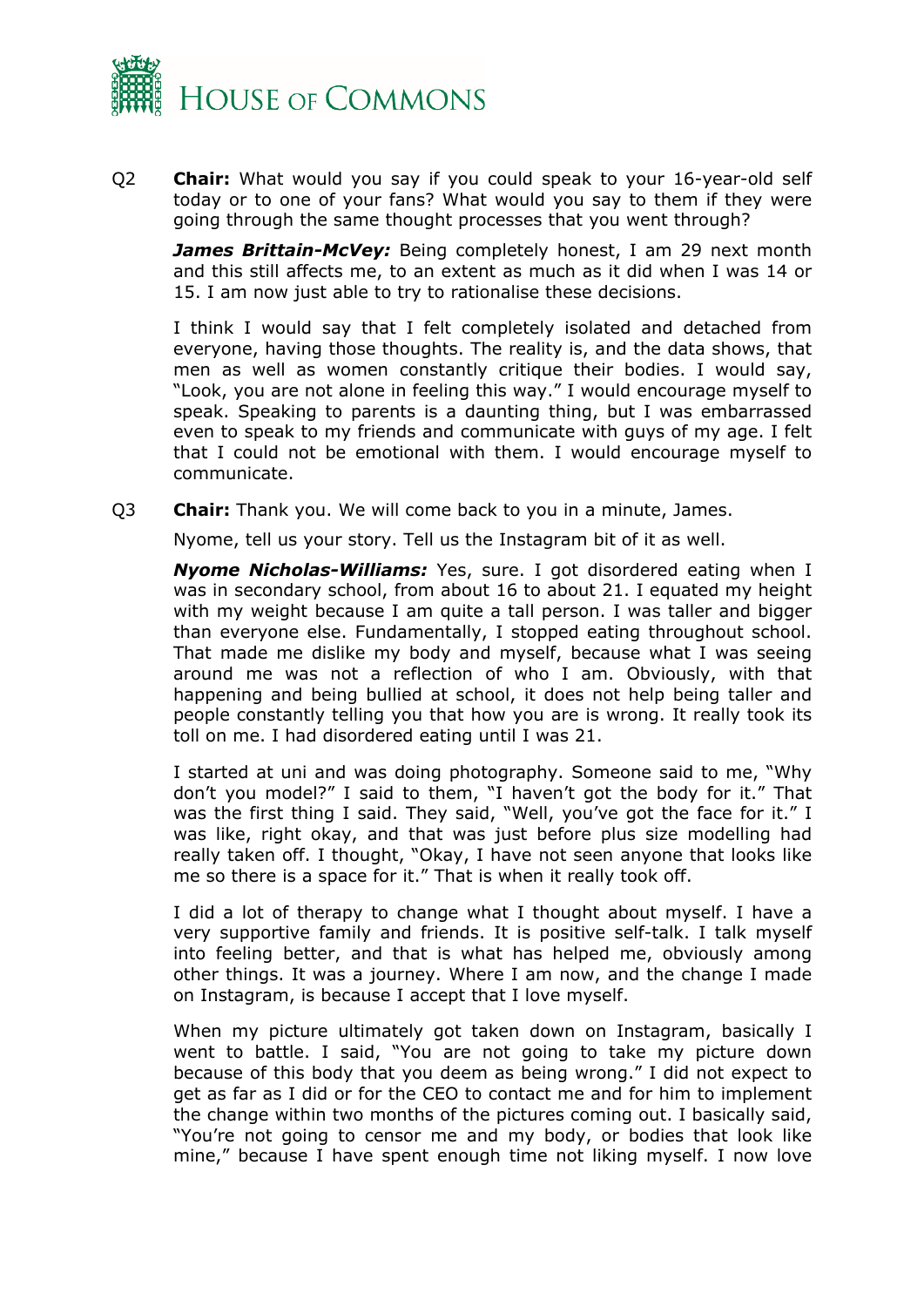Q2 **Chair:** What would you say if you could speak to your 16-year-old self today or to one of your fans? What would you say to them if they were going through the same thought processes that you went through?

***James Brittain-McVey:*** Being completely honest, I am 29 next month and this still affects me, to an extent as much as it did when I was 14 or 15. I am now just able to try to rationalise these decisions.

I think I would say that I felt completely isolated and detached from everyone, having those thoughts. The reality is, and the data shows, that men as well as women constantly critique their bodies. I would say, "Look, you are not alone in feeling this way." I would encourage myself to speak. Speaking to parents is a daunting thing, but I was embarrassed even to speak to my friends and communicate with guys of my age. I felt that I could not be emotional with them. I would encourage myself to communicate.

Q3 **Chair:** Thank you. We will come back to you in a minute, James.

Nyome, tell us your story. Tell us the Instagram bit of it as well.

***Nyome Nicholas-Williams:*** Yes, sure. I got disordered eating when I was in secondary school, from about 16 to about 21. I equated my height with my weight because I am quite a tall person. I was taller and bigger than everyone else. Fundamentally, I stopped eating throughout school. That made me dislike my body and myself, because what I was seeing around me was not a reflection of who I am. Obviously, with that happening and being bullied at school, it does not help being taller and people constantly telling you that how you are is wrong. It really took its toll on me. I had disordered eating until I was 21.

I started at uni and was doing photography. Someone said to me, "Why don't you model?" I said to them, "I haven't got the body for it." That was the first thing I said. They said, "Well, you've got the face for it." I was like, right okay, and that was just before plus size modelling had really taken off. I thought, "Okay, I have not seen anyone that looks like me so there is a space for it." That is when it really took off.

I did a lot of therapy to change what I thought about myself. I have a very supportive family and friends. It is positive self-talk. I talk myself into feeling better, and that is what has helped me, obviously among other things. It was a journey. Where I am now, and the change I made on Instagram, is because I accept that I love myself.

When my picture ultimately got taken down on Instagram, basically I went to battle. I said, "You are not going to take my picture down because of this body that you deem as being wrong." I did not expect to get as far as I did or for the CEO to contact me and for him to implement the change within two months of the pictures coming out. I basically said, "You're not going to censor me and my body, or bodies that look like mine," because I have spent enough time not liking myself. I now love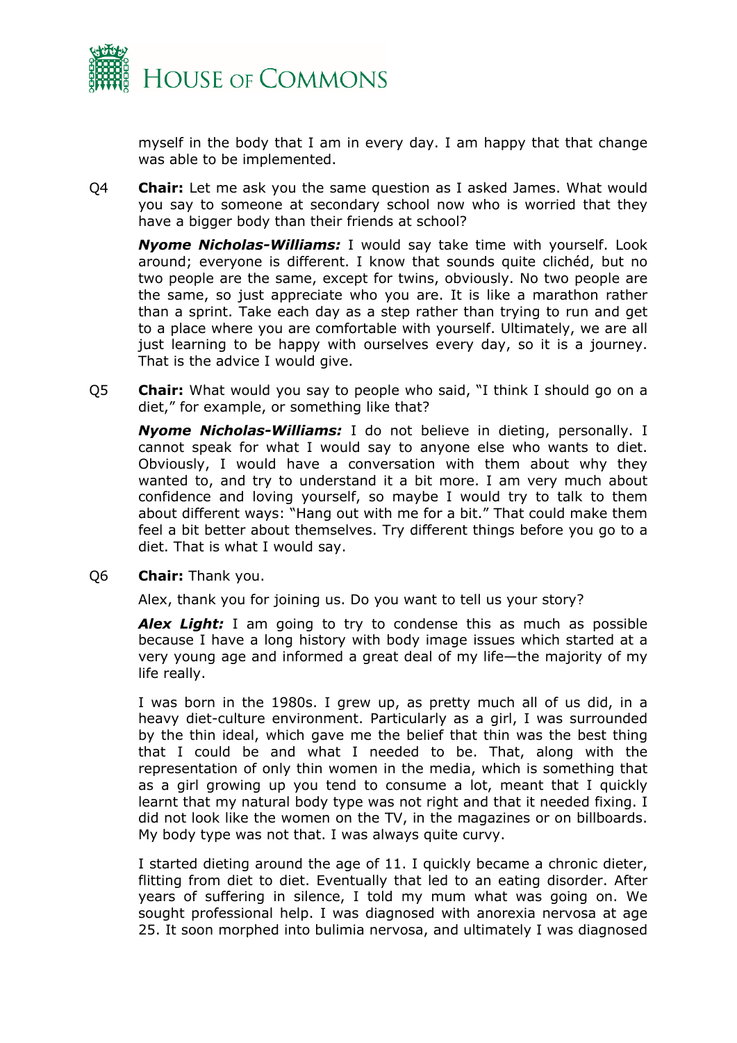myself in the body that I am in every day. I am happy that that change was able to be implemented.

Q4 **Chair:** Let me ask you the same question as I asked James. What would you say to someone at secondary school now who is worried that they have a bigger body than their friends at school?

***Nyome Nicholas-Williams:*** I would say take time with yourself. Look around; everyone is different. I know that sounds quite clichéd, but no two people are the same, except for twins, obviously. No two people are the same, so just appreciate who you are. It is like a marathon rather than a sprint. Take each day as a step rather than trying to run and get to a place where you are comfortable with yourself. Ultimately, we are all just learning to be happy with ourselves every day, so it is a journey. That is the advice I would give.

Q5 **Chair:** What would you say to people who said, "I think I should go on a diet," for example, or something like that?

***Nyome Nicholas-Williams:*** I do not believe in dieting, personally. I cannot speak for what I would say to anyone else who wants to diet. Obviously, I would have a conversation with them about why they wanted to, and try to understand it a bit more. I am very much about confidence and loving yourself, so maybe I would try to talk to them about different ways: "Hang out with me for a bit." That could make them feel a bit better about themselves. Try different things before you go to a diet. That is what I would say.

Q6 **Chair:** Thank you.

Alex, thank you for joining us. Do you want to tell us your story?

***Alex Light:*** I am going to try to condense this as much as possible because I have a long history with body image issues which started at a very young age and informed a great deal of my life—the majority of my life really.

I was born in the 1980s. I grew up, as pretty much all of us did, in a heavy diet-culture environment. Particularly as a girl, I was surrounded by the thin ideal, which gave me the belief that thin was the best thing that I could be and what I needed to be. That, along with the representation of only thin women in the media, which is something that as a girl growing up you tend to consume a lot, meant that I quickly learnt that my natural body type was not right and that it needed fixing. I did not look like the women on the TV, in the magazines or on billboards. My body type was not that. I was always quite curvy.

I started dieting around the age of 11. I quickly became a chronic dieter, flitting from diet to diet. Eventually that led to an eating disorder. After years of suffering in silence, I told my mum what was going on. We sought professional help. I was diagnosed with anorexia nervosa at age 25. It soon morphed into bulimia nervosa, and ultimately I was diagnosed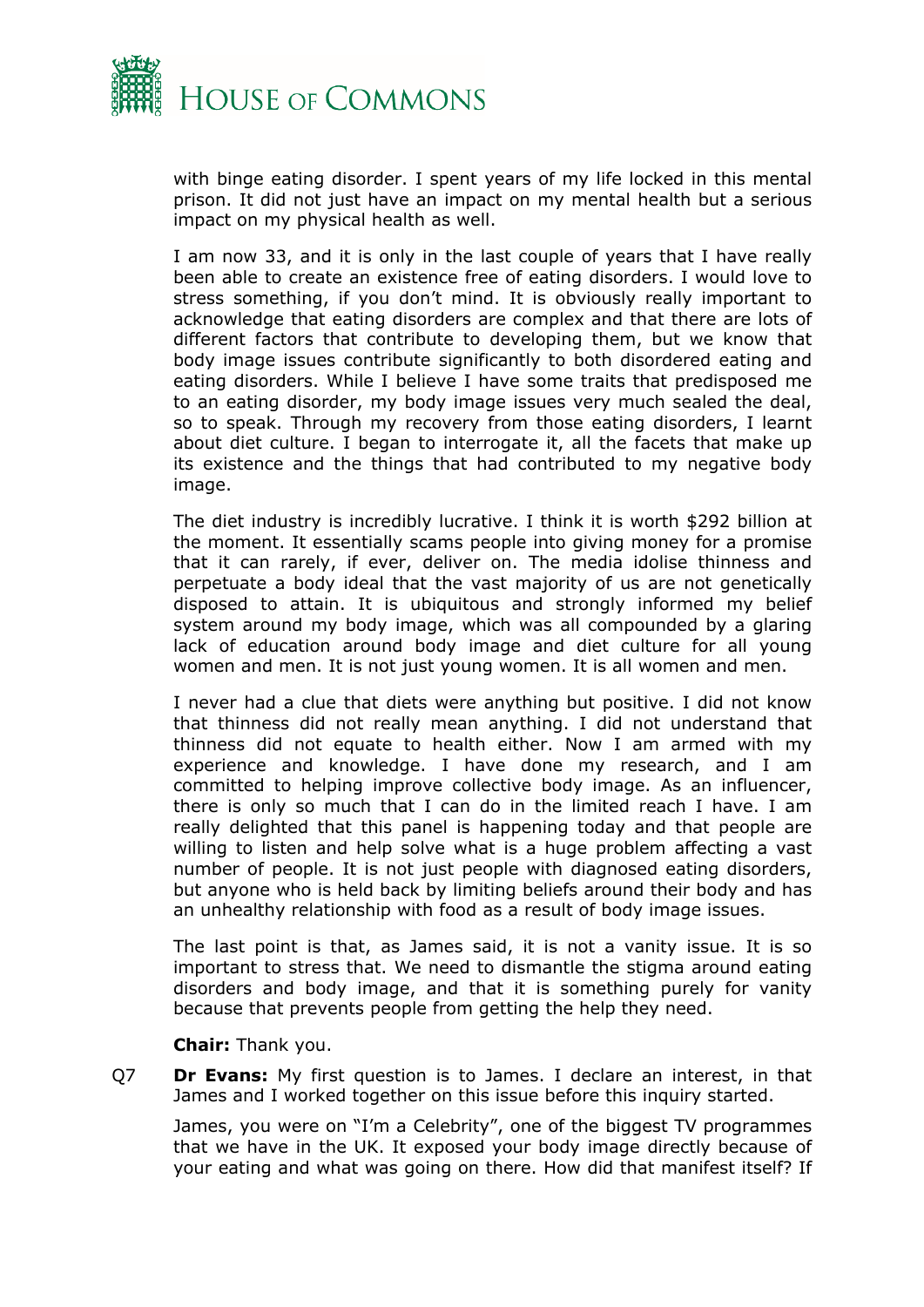with binge eating disorder. I spent years of my life locked in this mental prison. It did not just have an impact on my mental health but a serious impact on my physical health as well.

I am now 33, and it is only in the last couple of years that I have really been able to create an existence free of eating disorders. I would love to stress something, if you don't mind. It is obviously really important to acknowledge that eating disorders are complex and that there are lots of different factors that contribute to developing them, but we know that body image issues contribute significantly to both disordered eating and eating disorders. While I believe I have some traits that predisposed me to an eating disorder, my body image issues very much sealed the deal, so to speak. Through my recovery from those eating disorders, I learnt about diet culture. I began to interrogate it, all the facets that make up its existence and the things that had contributed to my negative body image.

The diet industry is incredibly lucrative. I think it is worth $292 billion at the moment. It essentially scams people into giving money for a promise that it can rarely, if ever, deliver on. The media idolise thinness and perpetuate a body ideal that the vast majority of us are not genetically disposed to attain. It is ubiquitous and strongly informed my belief system around my body image, which was all compounded by a glaring lack of education around body image and diet culture for all young women and men. It is not just young women. It is all women and men.

I never had a clue that diets were anything but positive. I did not know that thinness did not really mean anything. I did not understand that thinness did not equate to health either. Now I am armed with my experience and knowledge. I have done my research, and I am committed to helping improve collective body image. As an influencer, there is only so much that I can do in the limited reach I have. I am really delighted that this panel is happening today and that people are willing to listen and help solve what is a huge problem affecting a vast number of people. It is not just people with diagnosed eating disorders, but anyone who is held back by limiting beliefs around their body and has an unhealthy relationship with food as a result of body image issues.

The last point is that, as James said, it is not a vanity issue. It is so important to stress that. We need to dismantle the stigma around eating disorders and body image, and that it is something purely for vanity because that prevents people from getting the help they need.

**Chair:** Thank you.

Q7 **Dr Evans:** My first question is to James. I declare an interest, in that James and I worked together on this issue before this inquiry started.

James, you were on "I'm a Celebrity", one of the biggest TV programmes that we have in the UK. It exposed your body image directly because of your eating and what was going on there. How did that manifest itself? If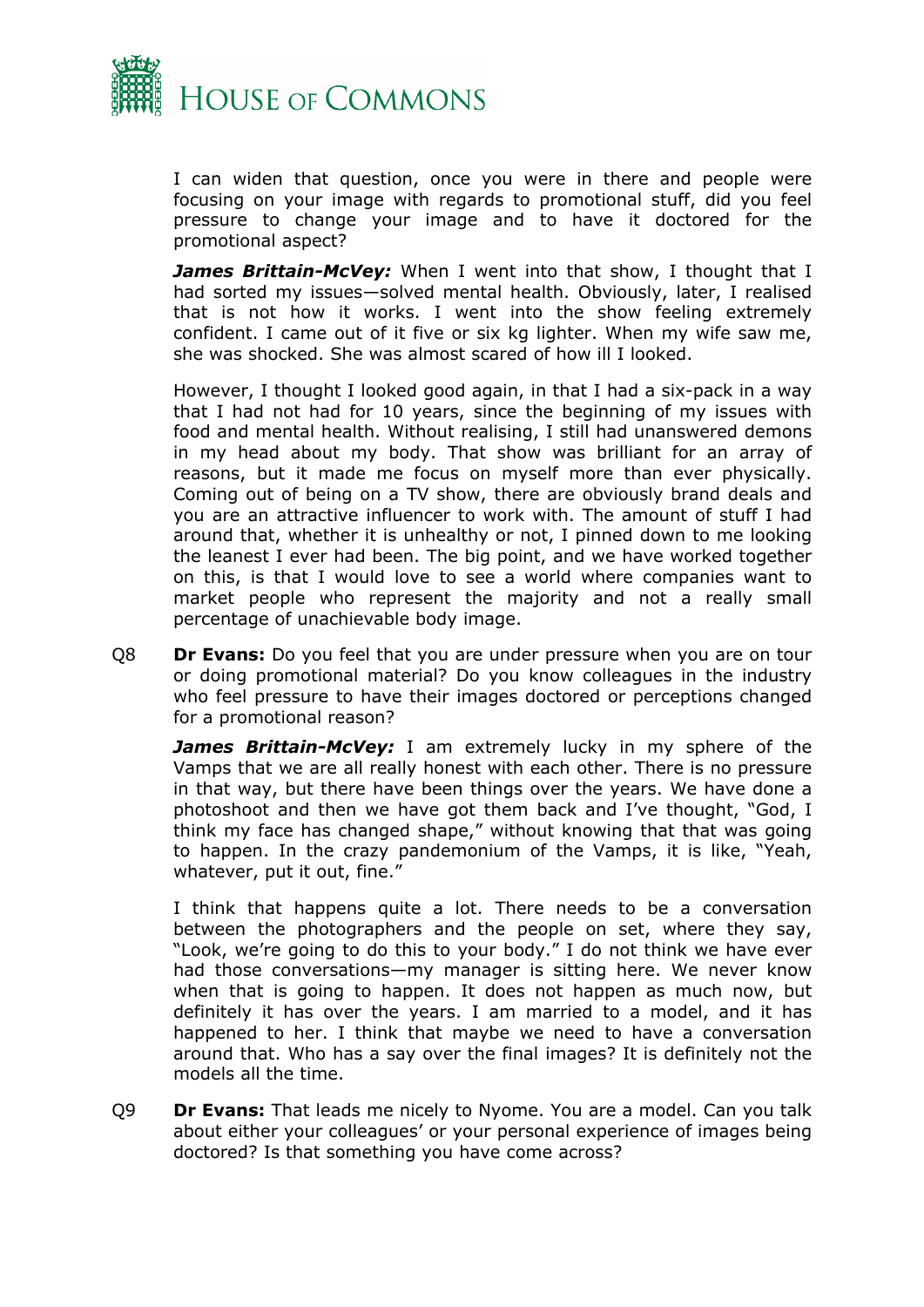I can widen that question, once you were in there and people were focusing on your image with regards to promotional stuff, did you feel pressure to change your image and to have it doctored for the promotional aspect?

***James Brittain-McVey:*** When I went into that show, I thought that I had sorted my issues—solved mental health. Obviously, later, I realised that is not how it works. I went into the show feeling extremely confident. I came out of it five or six kg lighter. When my wife saw me, she was shocked. She was almost scared of how ill I looked.

However, I thought I looked good again, in that I had a six-pack in a way that I had not had for 10 years, since the beginning of my issues with food and mental health. Without realising, I still had unanswered demons in my head about my body. That show was brilliant for an array of reasons, but it made me focus on myself more than ever physically. Coming out of being on a TV show, there are obviously brand deals and you are an attractive influencer to work with. The amount of stuff I had around that, whether it is unhealthy or not, I pinned down to me looking the leanest I ever had been. The big point, and we have worked together on this, is that I would love to see a world where companies want to market people who represent the majority and not a really small percentage of unachievable body image.

Q8 **Dr Evans:** Do you feel that you are under pressure when you are on tour or doing promotional material? Do you know colleagues in the industry who feel pressure to have their images doctored or perceptions changed for a promotional reason?

***James Brittain-McVey:*** I am extremely lucky in my sphere of the Vamps that we are all really honest with each other. There is no pressure in that way, but there have been things over the years. We have done a photoshoot and then we have got them back and I've thought, "God, I think my face has changed shape," without knowing that that was going to happen. In the crazy pandemonium of the Vamps, it is like, "Yeah, whatever, put it out, fine."

I think that happens quite a lot. There needs to be a conversation between the photographers and the people on set, where they say, "Look, we're going to do this to your body." I do not think we have ever had those conversations—my manager is sitting here. We never know when that is going to happen. It does not happen as much now, but definitely it has over the years. I am married to a model, and it has happened to her. I think that maybe we need to have a conversation around that. Who has a say over the final images? It is definitely not the models all the time.

Q9 **Dr Evans:** That leads me nicely to Nyome. You are a model. Can you talk about either your colleagues' or your personal experience of images being doctored? Is that something you have come across?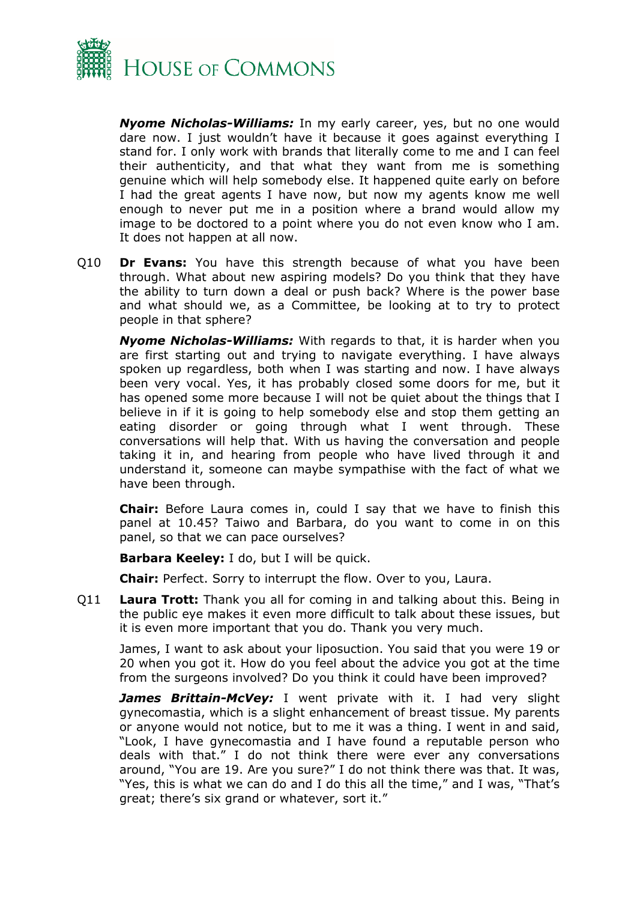***Nyome Nicholas-Williams:*** In my early career, yes, but no one would dare now. I just wouldn't have it because it goes against everything I stand for. I only work with brands that literally come to me and I can feel their authenticity, and that what they want from me is something genuine which will help somebody else. It happened quite early on before I had the great agents I have now, but now my agents know me well enough to never put me in a position where a brand would allow my image to be doctored to a point where you do not even know who I am. It does not happen at all now.

Q10 **Dr Evans:** You have this strength because of what you have been through. What about new aspiring models? Do you think that they have the ability to turn down a deal or push back? Where is the power base and what should we, as a Committee, be looking at to try to protect people in that sphere?

***Nyome Nicholas-Williams:*** With regards to that, it is harder when you are first starting out and trying to navigate everything. I have always spoken up regardless, both when I was starting and now. I have always been very vocal. Yes, it has probably closed some doors for me, but it has opened some more because I will not be quiet about the things that I believe in if it is going to help somebody else and stop them getting an eating disorder or going through what I went through. These conversations will help that. With us having the conversation and people taking it in, and hearing from people who have lived through it and understand it, someone can maybe sympathise with the fact of what we have been through.

**Chair:** Before Laura comes in, could I say that we have to finish this panel at 10.45? Taiwo and Barbara, do you want to come in on this panel, so that we can pace ourselves?

**Barbara Keeley:** I do, but I will be quick.

**Chair:** Perfect. Sorry to interrupt the flow. Over to you, Laura.

Q11 **Laura Trott:** Thank you all for coming in and talking about this. Being in the public eye makes it even more difficult to talk about these issues, but it is even more important that you do. Thank you very much.

James, I want to ask about your liposuction. You said that you were 19 or 20 when you got it. How do you feel about the advice you got at the time from the surgeons involved? Do you think it could have been improved?

***James Brittain-McVey:*** I went private with it. I had very slight gynecomastia, which is a slight enhancement of breast tissue. My parents or anyone would not notice, but to me it was a thing. I went in and said, "Look, I have gynecomastia and I have found a reputable person who deals with that." I do not think there were ever any conversations around, "You are 19. Are you sure?" I do not think there was that. It was, "Yes, this is what we can do and I do this all the time," and I was, "That's great; there's six grand or whatever, sort it."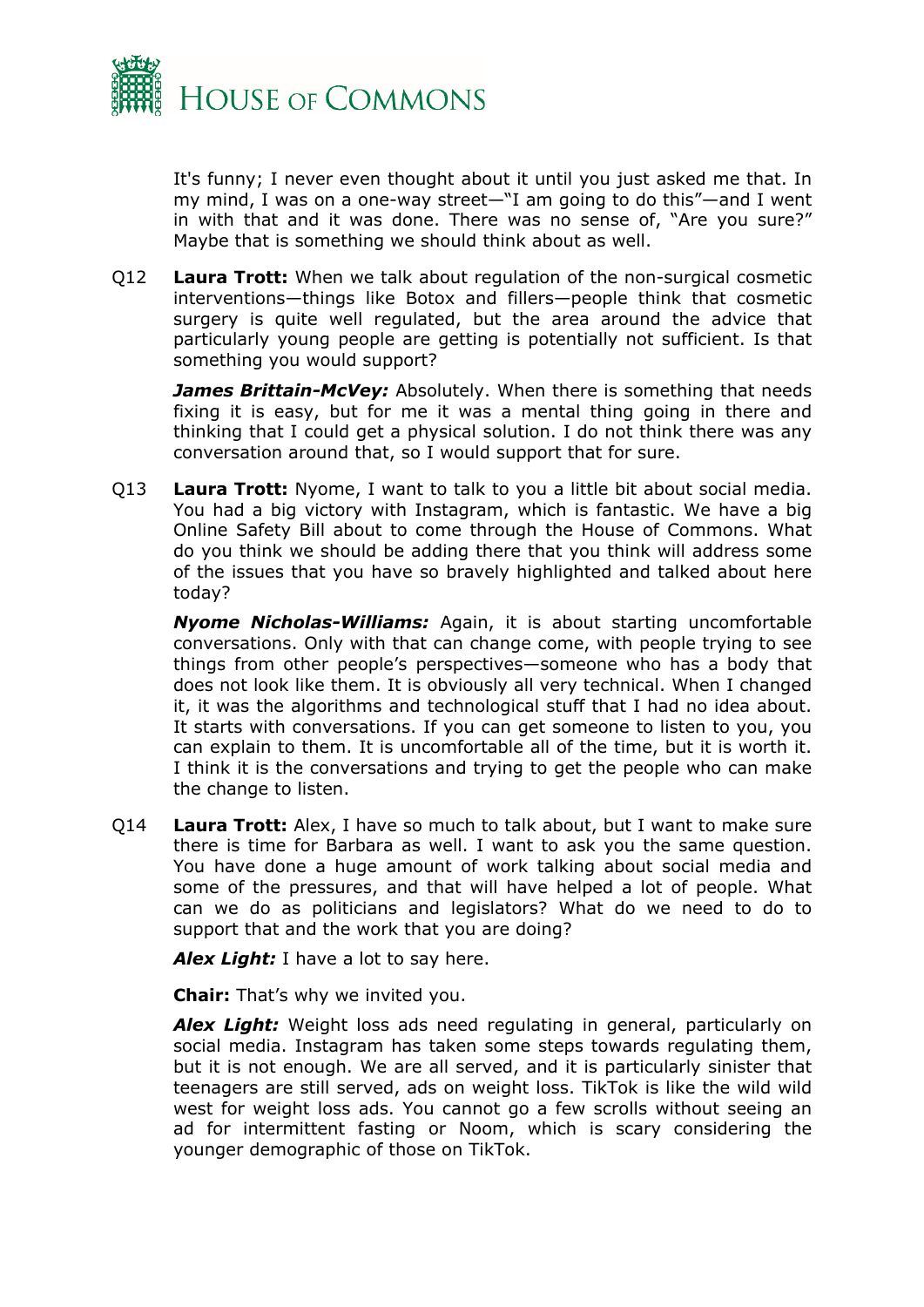It's funny; I never even thought about it until you just asked me that. In my mind, I was on a one-way street—"I am going to do this"—and I went in with that and it was done. There was no sense of, "Are you sure?" Maybe that is something we should think about as well.

Q12 **Laura Trott:** When we talk about regulation of the non-surgical cosmetic interventions—things like Botox and fillers—people think that cosmetic surgery is quite well regulated, but the area around the advice that particularly young people are getting is potentially not sufficient. Is that something you would support?

***James Brittain-McVey:*** Absolutely. When there is something that needs fixing it is easy, but for me it was a mental thing going in there and thinking that I could get a physical solution. I do not think there was any conversation around that, so I would support that for sure.

Q13 **Laura Trott:** Nyome, I want to talk to you a little bit about social media. You had a big victory with Instagram, which is fantastic. We have a big Online Safety Bill about to come through the House of Commons. What do you think we should be adding there that you think will address some of the issues that you have so bravely highlighted and talked about here today?

***Nyome Nicholas-Williams:*** Again, it is about starting uncomfortable conversations. Only with that can change come, with people trying to see things from other people's perspectives—someone who has a body that does not look like them. It is obviously all very technical. When I changed it, it was the algorithms and technological stuff that I had no idea about. It starts with conversations. If you can get someone to listen to you, you can explain to them. It is uncomfortable all of the time, but it is worth it. I think it is the conversations and trying to get the people who can make the change to listen.

Q14 **Laura Trott:** Alex, I have so much to talk about, but I want to make sure there is time for Barbara as well. I want to ask you the same question. You have done a huge amount of work talking about social media and some of the pressures, and that will have helped a lot of people. What can we do as politicians and legislators? What do we need to do to support that and the work that you are doing?

***Alex Light:*** I have a lot to say here.

**Chair:** That's why we invited you.

***Alex Light:*** Weight loss ads need regulating in general, particularly on social media. Instagram has taken some steps towards regulating them, but it is not enough. We are all served, and it is particularly sinister that teenagers are still served, ads on weight loss. TikTok is like the wild wild west for weight loss ads. You cannot go a few scrolls without seeing an ad for intermittent fasting or Noom, which is scary considering the younger demographic of those on TikTok.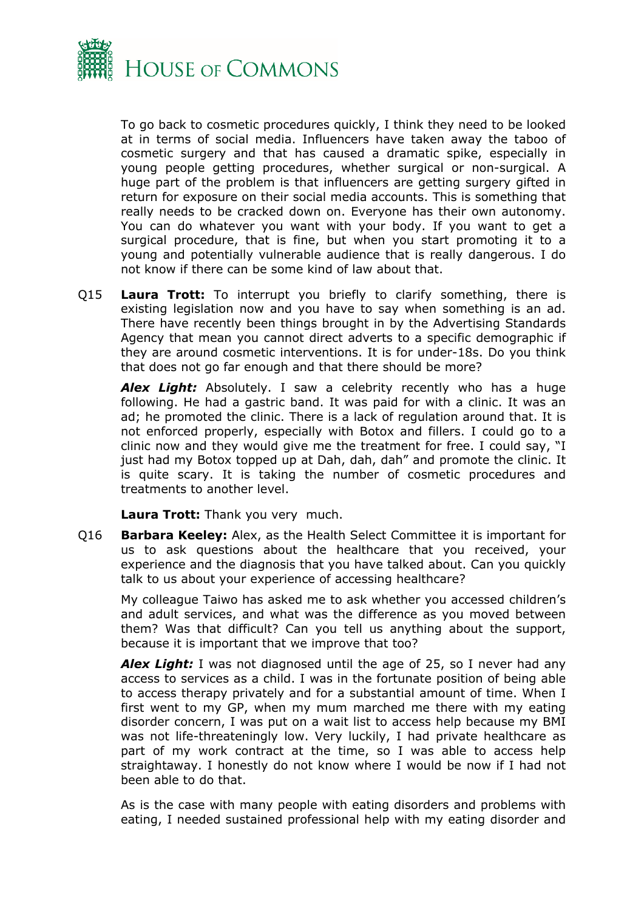To go back to cosmetic procedures quickly, I think they need to be looked at in terms of social media. Influencers have taken away the taboo of cosmetic surgery and that has caused a dramatic spike, especially in young people getting procedures, whether surgical or non-surgical. A huge part of the problem is that influencers are getting surgery gifted in return for exposure on their social media accounts. This is something that really needs to be cracked down on. Everyone has their own autonomy. You can do whatever you want with your body. If you want to get a surgical procedure, that is fine, but when you start promoting it to a young and potentially vulnerable audience that is really dangerous. I do not know if there can be some kind of law about that.

Q15 **Laura Trott:** To interrupt you briefly to clarify something, there is existing legislation now and you have to say when something is an ad. There have recently been things brought in by the Advertising Standards Agency that mean you cannot direct adverts to a specific demographic if they are around cosmetic interventions. It is for under-18s. Do you think that does not go far enough and that there should be more?

***Alex Light:*** Absolutely. I saw a celebrity recently who has a huge following. He had a gastric band. It was paid for with a clinic. It was an ad; he promoted the clinic. There is a lack of regulation around that. It is not enforced properly, especially with Botox and fillers. I could go to a clinic now and they would give me the treatment for free. I could say, "I just had my Botox topped up at Dah, dah, dah" and promote the clinic. It is quite scary. It is taking the number of cosmetic procedures and treatments to another level.

**Laura Trott:** Thank you very much.

Q16 **Barbara Keeley:** Alex, as the Health Select Committee it is important for us to ask questions about the healthcare that you received, your experience and the diagnosis that you have talked about. Can you quickly talk to us about your experience of accessing healthcare?

My colleague Taiwo has asked me to ask whether you accessed children's and adult services, and what was the difference as you moved between them? Was that difficult? Can you tell us anything about the support, because it is important that we improve that too?

***Alex Light:*** I was not diagnosed until the age of 25, so I never had any access to services as a child. I was in the fortunate position of being able to access therapy privately and for a substantial amount of time. When I first went to my GP, when my mum marched me there with my eating disorder concern, I was put on a wait list to access help because my BMI was not life-threateningly low. Very luckily, I had private healthcare as part of my work contract at the time, so I was able to access help straightaway. I honestly do not know where I would be now if I had not been able to do that.

As is the case with many people with eating disorders and problems with eating, I needed sustained professional help with my eating disorder and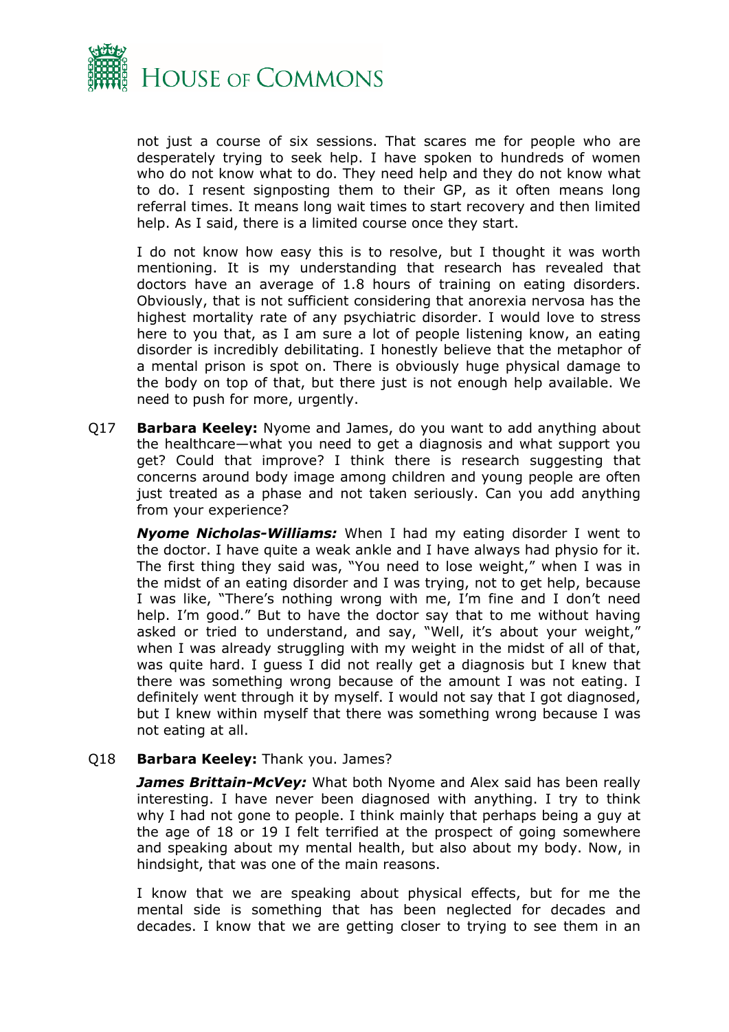not just a course of six sessions. That scares me for people who are desperately trying to seek help. I have spoken to hundreds of women who do not know what to do. They need help and they do not know what to do. I resent signposting them to their GP, as it often means long referral times. It means long wait times to start recovery and then limited help. As I said, there is a limited course once they start.

I do not know how easy this is to resolve, but I thought it was worth mentioning. It is my understanding that research has revealed that doctors have an average of 1.8 hours of training on eating disorders. Obviously, that is not sufficient considering that anorexia nervosa has the highest mortality rate of any psychiatric disorder. I would love to stress here to you that, as I am sure a lot of people listening know, an eating disorder is incredibly debilitating. I honestly believe that the metaphor of a mental prison is spot on. There is obviously huge physical damage to the body on top of that, but there just is not enough help available. We need to push for more, urgently.

Q17 **Barbara Keeley:** Nyome and James, do you want to add anything about the healthcare—what you need to get a diagnosis and what support you get? Could that improve? I think there is research suggesting that concerns around body image among children and young people are often just treated as a phase and not taken seriously. Can you add anything from your experience?

***Nyome Nicholas-Williams:*** When I had my eating disorder I went to the doctor. I have quite a weak ankle and I have always had physio for it. The first thing they said was, "You need to lose weight," when I was in the midst of an eating disorder and I was trying, not to get help, because I was like, "There's nothing wrong with me, I'm fine and I don't need help. I'm good." But to have the doctor say that to me without having asked or tried to understand, and say, "Well, it's about your weight," when I was already struggling with my weight in the midst of all of that, was quite hard. I guess I did not really get a diagnosis but I knew that there was something wrong because of the amount I was not eating. I definitely went through it by myself. I would not say that I got diagnosed, but I knew within myself that there was something wrong because I was not eating at all.

Q18 **Barbara Keeley:** Thank you. James?

***James Brittain-McVey:*** What both Nyome and Alex said has been really interesting. I have never been diagnosed with anything. I try to think why I had not gone to people. I think mainly that perhaps being a guy at the age of 18 or 19 I felt terrified at the prospect of going somewhere and speaking about my mental health, but also about my body. Now, in hindsight, that was one of the main reasons.

I know that we are speaking about physical effects, but for me the mental side is something that has been neglected for decades and decades. I know that we are getting closer to trying to see them in an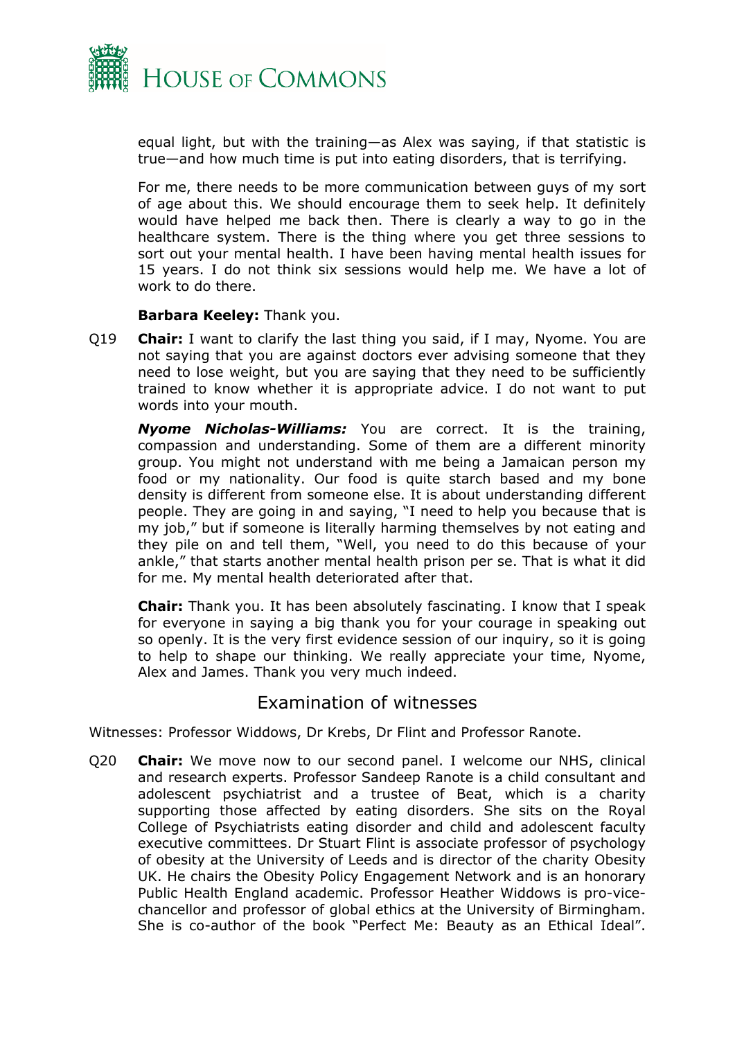equal light, but with the training—as Alex was saying, if that statistic is true—and how much time is put into eating disorders, that is terrifying.

For me, there needs to be more communication between guys of my sort of age about this. We should encourage them to seek help. It definitely would have helped me back then. There is clearly a way to go in the healthcare system. There is the thing where you get three sessions to sort out your mental health. I have been having mental health issues for 15 years. I do not think six sessions would help me. We have a lot of work to do there.

**Barbara Keeley:** Thank you.

Q19 **Chair:** I want to clarify the last thing you said, if I may, Nyome. You are not saying that you are against doctors ever advising someone that they need to lose weight, but you are saying that they need to be sufficiently trained to know whether it is appropriate advice. I do not want to put words into your mouth.

***Nyome Nicholas-Williams:*** You are correct. It is the training, compassion and understanding. Some of them are a different minority group. You might not understand with me being a Jamaican person my food or my nationality. Our food is quite starch based and my bone density is different from someone else. It is about understanding different people. They are going in and saying, "I need to help you because that is my job," but if someone is literally harming themselves by not eating and they pile on and tell them, "Well, you need to do this because of your ankle," that starts another mental health prison per se. That is what it did for me. My mental health deteriorated after that.

**Chair:** Thank you. It has been absolutely fascinating. I know that I speak for everyone in saying a big thank you for your courage in speaking out so openly. It is the very first evidence session of our inquiry, so it is going to help to shape our thinking. We really appreciate your time, Nyome, Alex and James. Thank you very much indeed.

## Examination of witnesses

Witnesses: Professor Widdows, Dr Krebs, Dr Flint and Professor Ranote.

Q20 **Chair:** We move now to our second panel. I welcome our NHS, clinical and research experts. Professor Sandeep Ranote is a child consultant and adolescent psychiatrist and a trustee of Beat, which is a charity supporting those affected by eating disorders. She sits on the Royal College of Psychiatrists eating disorder and child and adolescent faculty executive committees. Dr Stuart Flint is associate professor of psychology of obesity at the University of Leeds and is director of the charity Obesity UK. He chairs the Obesity Policy Engagement Network and is an honorary Public Health England academic. Professor Heather Widdows is pro-vice-chancellor and professor of global ethics at the University of Birmingham. She is co-author of the book "Perfect Me: Beauty as an Ethical Ideal".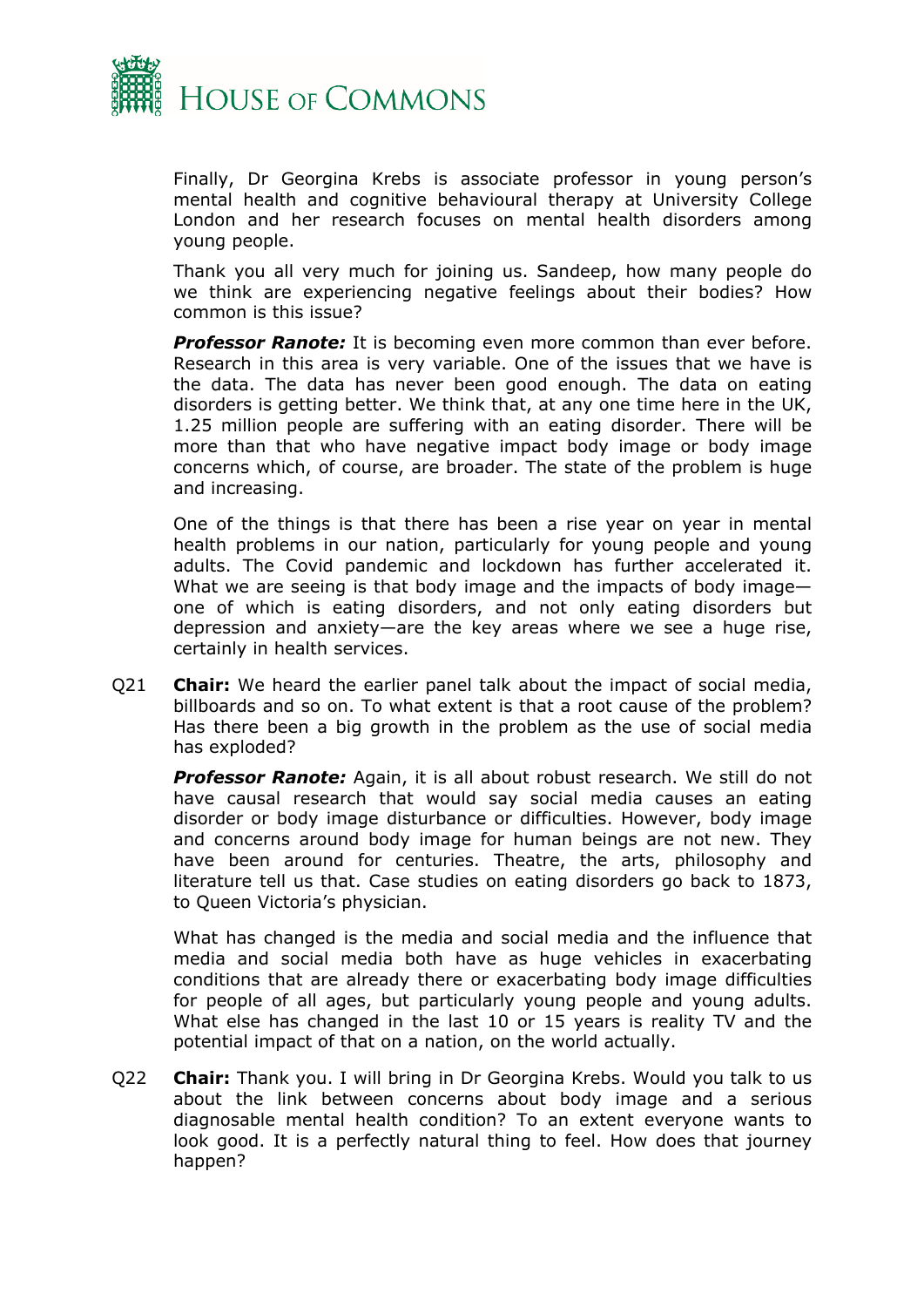Finally, Dr Georgina Krebs is associate professor in young person's mental health and cognitive behavioural therapy at University College London and her research focuses on mental health disorders among young people.

Thank you all very much for joining us. Sandeep, how many people do we think are experiencing negative feelings about their bodies? How common is this issue?

***Professor Ranote:*** It is becoming even more common than ever before. Research in this area is very variable. One of the issues that we have is the data. The data has never been good enough. The data on eating disorders is getting better. We think that, at any one time here in the UK, 1.25 million people are suffering with an eating disorder. There will be more than that who have negative impact body image or body image concerns which, of course, are broader. The state of the problem is huge and increasing.

One of the things is that there has been a rise year on year in mental health problems in our nation, particularly for young people and young adults. The Covid pandemic and lockdown has further accelerated it. What we are seeing is that body image and the impacts of body image—one of which is eating disorders, and not only eating disorders but depression and anxiety—are the key areas where we see a huge rise, certainly in health services.

Q21 **Chair:** We heard the earlier panel talk about the impact of social media, billboards and so on. To what extent is that a root cause of the problem? Has there been a big growth in the problem as the use of social media has exploded?

***Professor Ranote:*** Again, it is all about robust research. We still do not have causal research that would say social media causes an eating disorder or body image disturbance or difficulties. However, body image and concerns around body image for human beings are not new. They have been around for centuries. Theatre, the arts, philosophy and literature tell us that. Case studies on eating disorders go back to 1873, to Queen Victoria's physician.

What has changed is the media and social media and the influence that media and social media both have as huge vehicles in exacerbating conditions that are already there or exacerbating body image difficulties for people of all ages, but particularly young people and young adults. What else has changed in the last 10 or 15 years is reality TV and the potential impact of that on a nation, on the world actually.

Q22 **Chair:** Thank you. I will bring in Dr Georgina Krebs. Would you talk to us about the link between concerns about body image and a serious diagnosable mental health condition? To an extent everyone wants to look good. It is a perfectly natural thing to feel. How does that journey happen?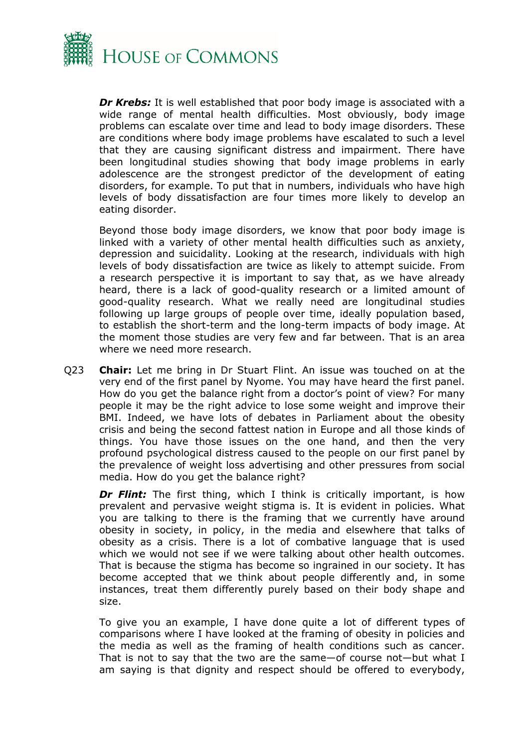***Dr Krebs:*** It is well established that poor body image is associated with a wide range of mental health difficulties. Most obviously, body image problems can escalate over time and lead to body image disorders. These are conditions where body image problems have escalated to such a level that they are causing significant distress and impairment. There have been longitudinal studies showing that body image problems in early adolescence are the strongest predictor of the development of eating disorders, for example. To put that in numbers, individuals who have high levels of body dissatisfaction are four times more likely to develop an eating disorder.

Beyond those body image disorders, we know that poor body image is linked with a variety of other mental health difficulties such as anxiety, depression and suicidality. Looking at the research, individuals with high levels of body dissatisfaction are twice as likely to attempt suicide. From a research perspective it is important to say that, as we have already heard, there is a lack of good-quality research or a limited amount of good-quality research. What we really need are longitudinal studies following up large groups of people over time, ideally population based, to establish the short-term and the long-term impacts of body image. At the moment those studies are very few and far between. That is an area where we need more research.

Q23 **Chair:** Let me bring in Dr Stuart Flint. An issue was touched on at the very end of the first panel by Nyome. You may have heard the first panel. How do you get the balance right from a doctor's point of view? For many people it may be the right advice to lose some weight and improve their BMI. Indeed, we have lots of debates in Parliament about the obesity crisis and being the second fattest nation in Europe and all those kinds of things. You have those issues on the one hand, and then the very profound psychological distress caused to the people on our first panel by the prevalence of weight loss advertising and other pressures from social media. How do you get the balance right?

***Dr Flint:*** The first thing, which I think is critically important, is how prevalent and pervasive weight stigma is. It is evident in policies. What you are talking to there is the framing that we currently have around obesity in society, in policy, in the media and elsewhere that talks of obesity as a crisis. There is a lot of combative language that is used which we would not see if we were talking about other health outcomes. That is because the stigma has become so ingrained in our society. It has become accepted that we think about people differently and, in some instances, treat them differently purely based on their body shape and size.

To give you an example, I have done quite a lot of different types of comparisons where I have looked at the framing of obesity in policies and the media as well as the framing of health conditions such as cancer. That is not to say that the two are the same—of course not—but what I am saying is that dignity and respect should be offered to everybody,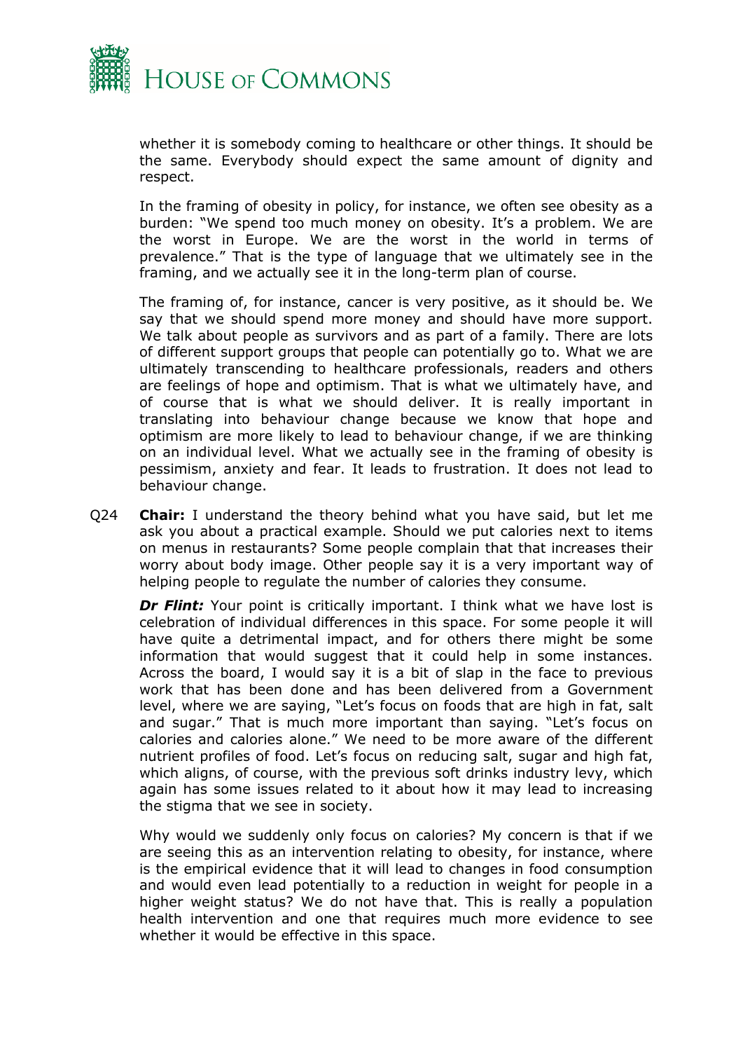whether it is somebody coming to healthcare or other things. It should be the same. Everybody should expect the same amount of dignity and respect.

In the framing of obesity in policy, for instance, we often see obesity as a burden: "We spend too much money on obesity. It's a problem. We are the worst in Europe. We are the worst in the world in terms of prevalence." That is the type of language that we ultimately see in the framing, and we actually see it in the long-term plan of course.

The framing of, for instance, cancer is very positive, as it should be. We say that we should spend more money and should have more support. We talk about people as survivors and as part of a family. There are lots of different support groups that people can potentially go to. What we are ultimately transcending to healthcare professionals, readers and others are feelings of hope and optimism. That is what we ultimately have, and of course that is what we should deliver. It is really important in translating into behaviour change because we know that hope and optimism are more likely to lead to behaviour change, if we are thinking on an individual level. What we actually see in the framing of obesity is pessimism, anxiety and fear. It leads to frustration. It does not lead to behaviour change.

Q24 **Chair:** I understand the theory behind what you have said, but let me ask you about a practical example. Should we put calories next to items on menus in restaurants? Some people complain that that increases their worry about body image. Other people say it is a very important way of helping people to regulate the number of calories they consume.

***Dr Flint:*** Your point is critically important. I think what we have lost is celebration of individual differences in this space. For some people it will have quite a detrimental impact, and for others there might be some information that would suggest that it could help in some instances. Across the board, I would say it is a bit of slap in the face to previous work that has been done and has been delivered from a Government level, where we are saying, "Let's focus on foods that are high in fat, salt and sugar." That is much more important than saying. "Let's focus on calories and calories alone." We need to be more aware of the different nutrient profiles of food. Let's focus on reducing salt, sugar and high fat, which aligns, of course, with the previous soft drinks industry levy, which again has some issues related to it about how it may lead to increasing the stigma that we see in society.

Why would we suddenly only focus on calories? My concern is that if we are seeing this as an intervention relating to obesity, for instance, where is the empirical evidence that it will lead to changes in food consumption and would even lead potentially to a reduction in weight for people in a higher weight status? We do not have that. This is really a population health intervention and one that requires much more evidence to see whether it would be effective in this space.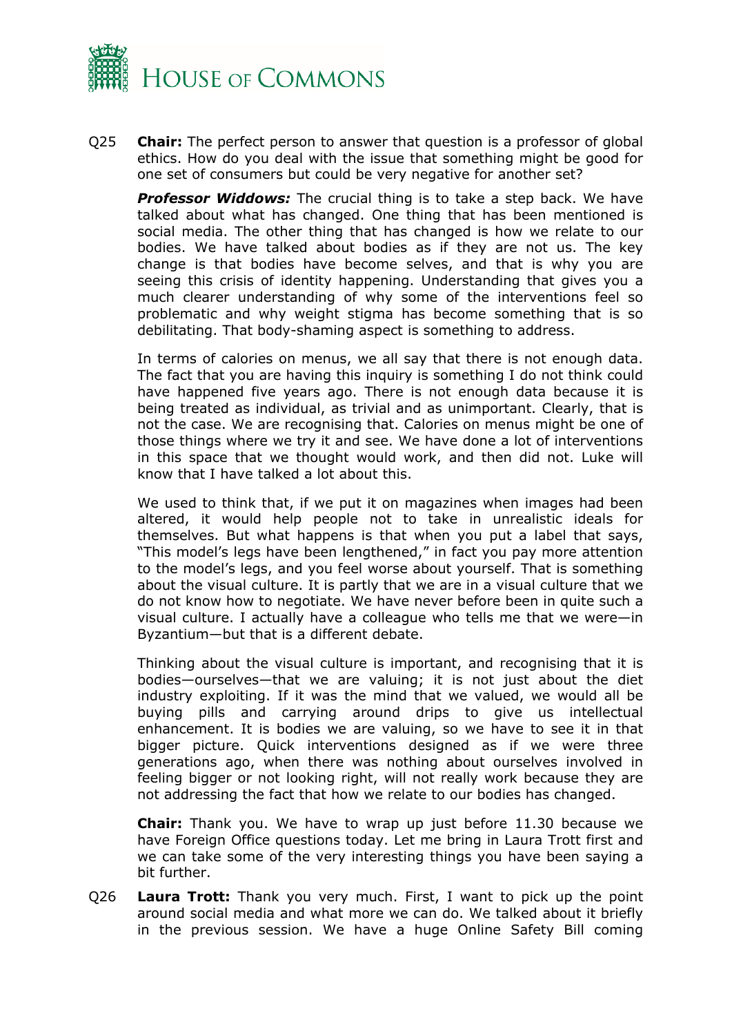Q25 **Chair:** The perfect person to answer that question is a professor of global ethics. How do you deal with the issue that something might be good for one set of consumers but could be very negative for another set?

***Professor Widdows:*** The crucial thing is to take a step back. We have talked about what has changed. One thing that has been mentioned is social media. The other thing that has changed is how we relate to our bodies. We have talked about bodies as if they are not us. The key change is that bodies have become selves, and that is why you are seeing this crisis of identity happening. Understanding that gives you a much clearer understanding of why some of the interventions feel so problematic and why weight stigma has become something that is so debilitating. That body-shaming aspect is something to address.

In terms of calories on menus, we all say that there is not enough data. The fact that you are having this inquiry is something I do not think could have happened five years ago. There is not enough data because it is being treated as individual, as trivial and as unimportant. Clearly, that is not the case. We are recognising that. Calories on menus might be one of those things where we try it and see. We have done a lot of interventions in this space that we thought would work, and then did not. Luke will know that I have talked a lot about this.

We used to think that, if we put it on magazines when images had been altered, it would help people not to take in unrealistic ideals for themselves. But what happens is that when you put a label that says, "This model's legs have been lengthened," in fact you pay more attention to the model's legs, and you feel worse about yourself. That is something about the visual culture. It is partly that we are in a visual culture that we do not know how to negotiate. We have never before been in quite such a visual culture. I actually have a colleague who tells me that we were—in Byzantium—but that is a different debate.

Thinking about the visual culture is important, and recognising that it is bodies—ourselves—that we are valuing; it is not just about the diet industry exploiting. If it was the mind that we valued, we would all be buying pills and carrying around drips to give us intellectual enhancement. It is bodies we are valuing, so we have to see it in that bigger picture. Quick interventions designed as if we were three generations ago, when there was nothing about ourselves involved in feeling bigger or not looking right, will not really work because they are not addressing the fact that how we relate to our bodies has changed.

**Chair:** Thank you. We have to wrap up just before 11.30 because we have Foreign Office questions today. Let me bring in Laura Trott first and we can take some of the very interesting things you have been saying a bit further.

Q26 **Laura Trott:** Thank you very much. First, I want to pick up the point around social media and what more we can do. We talked about it briefly in the previous session. We have a huge Online Safety Bill coming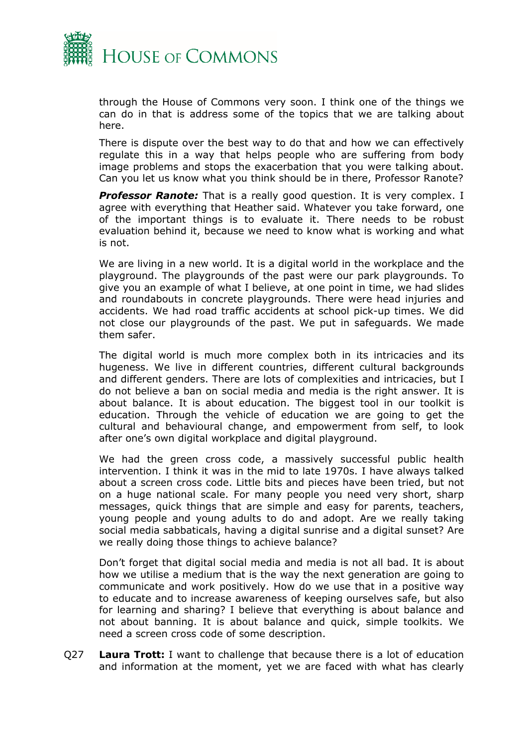through the House of Commons very soon. I think one of the things we can do in that is address some of the topics that we are talking about here.

There is dispute over the best way to do that and how we can effectively regulate this in a way that helps people who are suffering from body image problems and stops the exacerbation that you were talking about. Can you let us know what you think should be in there, Professor Ranote?

***Professor Ranote:*** That is a really good question. It is very complex. I agree with everything that Heather said. Whatever you take forward, one of the important things is to evaluate it. There needs to be robust evaluation behind it, because we need to know what is working and what is not.

We are living in a new world. It is a digital world in the workplace and the playground. The playgrounds of the past were our park playgrounds. To give you an example of what I believe, at one point in time, we had slides and roundabouts in concrete playgrounds. There were head injuries and accidents. We had road traffic accidents at school pick-up times. We did not close our playgrounds of the past. We put in safeguards. We made them safer.

The digital world is much more complex both in its intricacies and its hugeness. We live in different countries, different cultural backgrounds and different genders. There are lots of complexities and intricacies, but I do not believe a ban on social media and media is the right answer. It is about balance. It is about education. The biggest tool in our toolkit is education. Through the vehicle of education we are going to get the cultural and behavioural change, and empowerment from self, to look after one's own digital workplace and digital playground.

We had the green cross code, a massively successful public health intervention. I think it was in the mid to late 1970s. I have always talked about a screen cross code. Little bits and pieces have been tried, but not on a huge national scale. For many people you need very short, sharp messages, quick things that are simple and easy for parents, teachers, young people and young adults to do and adopt. Are we really taking social media sabbaticals, having a digital sunrise and a digital sunset? Are we really doing those things to achieve balance?

Don't forget that digital social media and media is not all bad. It is about how we utilise a medium that is the way the next generation are going to communicate and work positively. How do we use that in a positive way to educate and to increase awareness of keeping ourselves safe, but also for learning and sharing? I believe that everything is about balance and not about banning. It is about balance and quick, simple toolkits. We need a screen cross code of some description.

Q27 **Laura Trott:** I want to challenge that because there is a lot of education and information at the moment, yet we are faced with what has clearly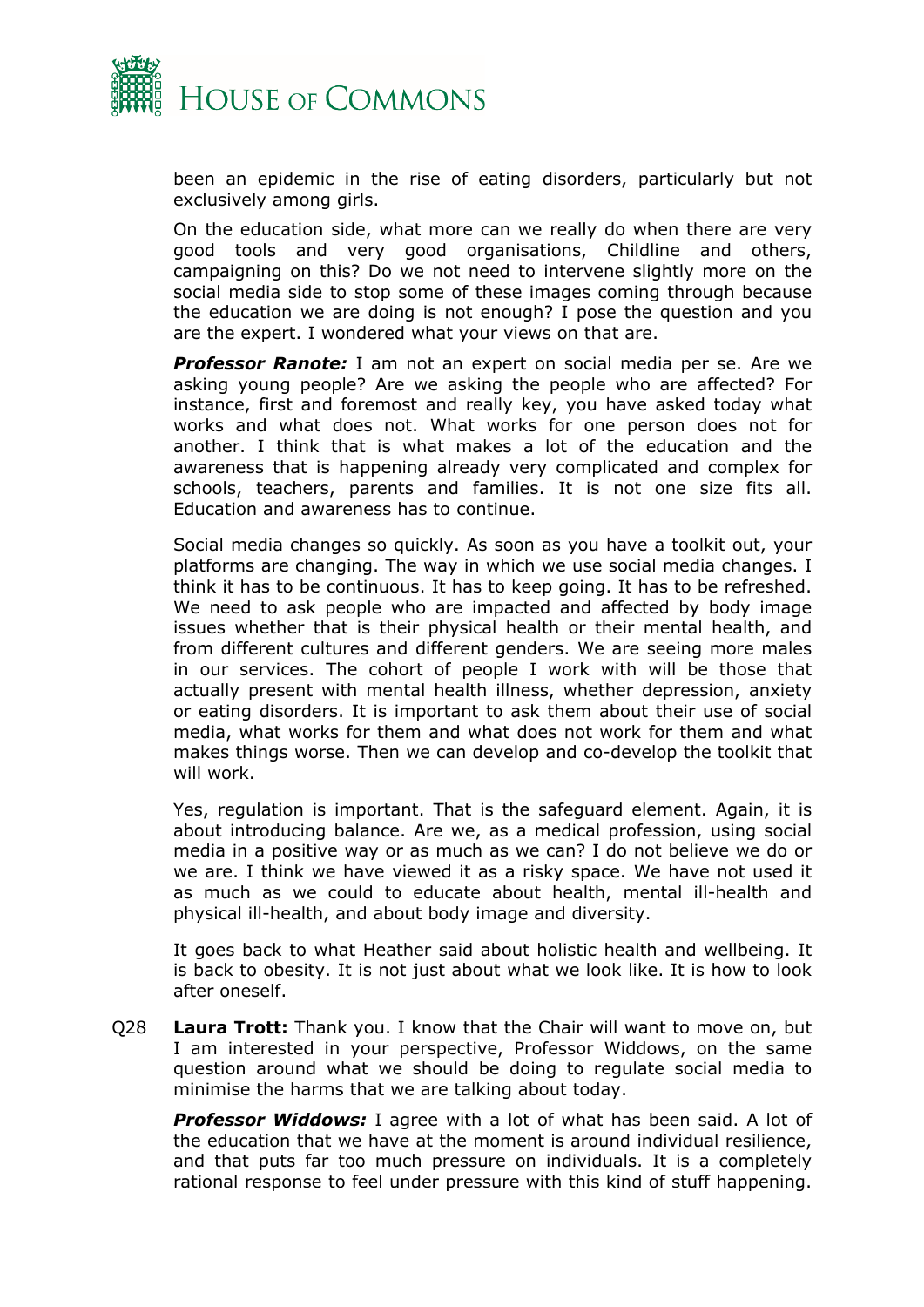been an epidemic in the rise of eating disorders, particularly but not exclusively among girls.

On the education side, what more can we really do when there are very good tools and very good organisations, Childline and others, campaigning on this? Do we not need to intervene slightly more on the social media side to stop some of these images coming through because the education we are doing is not enough? I pose the question and you are the expert. I wondered what your views on that are.

***Professor Ranote:*** I am not an expert on social media per se. Are we asking young people? Are we asking the people who are affected? For instance, first and foremost and really key, you have asked today what works and what does not. What works for one person does not for another. I think that is what makes a lot of the education and the awareness that is happening already very complicated and complex for schools, teachers, parents and families. It is not one size fits all. Education and awareness has to continue.

Social media changes so quickly. As soon as you have a toolkit out, your platforms are changing. The way in which we use social media changes. I think it has to be continuous. It has to keep going. It has to be refreshed. We need to ask people who are impacted and affected by body image issues whether that is their physical health or their mental health, and from different cultures and different genders. We are seeing more males in our services. The cohort of people I work with will be those that actually present with mental health illness, whether depression, anxiety or eating disorders. It is important to ask them about their use of social media, what works for them and what does not work for them and what makes things worse. Then we can develop and co-develop the toolkit that will work.

Yes, regulation is important. That is the safeguard element. Again, it is about introducing balance. Are we, as a medical profession, using social media in a positive way or as much as we can? I do not believe we do or we are. I think we have viewed it as a risky space. We have not used it as much as we could to educate about health, mental ill-health and physical ill-health, and about body image and diversity.

It goes back to what Heather said about holistic health and wellbeing. It is back to obesity. It is not just about what we look like. It is how to look after oneself.

Q28 **Laura Trott:** Thank you. I know that the Chair will want to move on, but I am interested in your perspective, Professor Widdows, on the same question around what we should be doing to regulate social media to minimise the harms that we are talking about today.

***Professor Widdows:*** I agree with a lot of what has been said. A lot of the education that we have at the moment is around individual resilience, and that puts far too much pressure on individuals. It is a completely rational response to feel under pressure with this kind of stuff happening.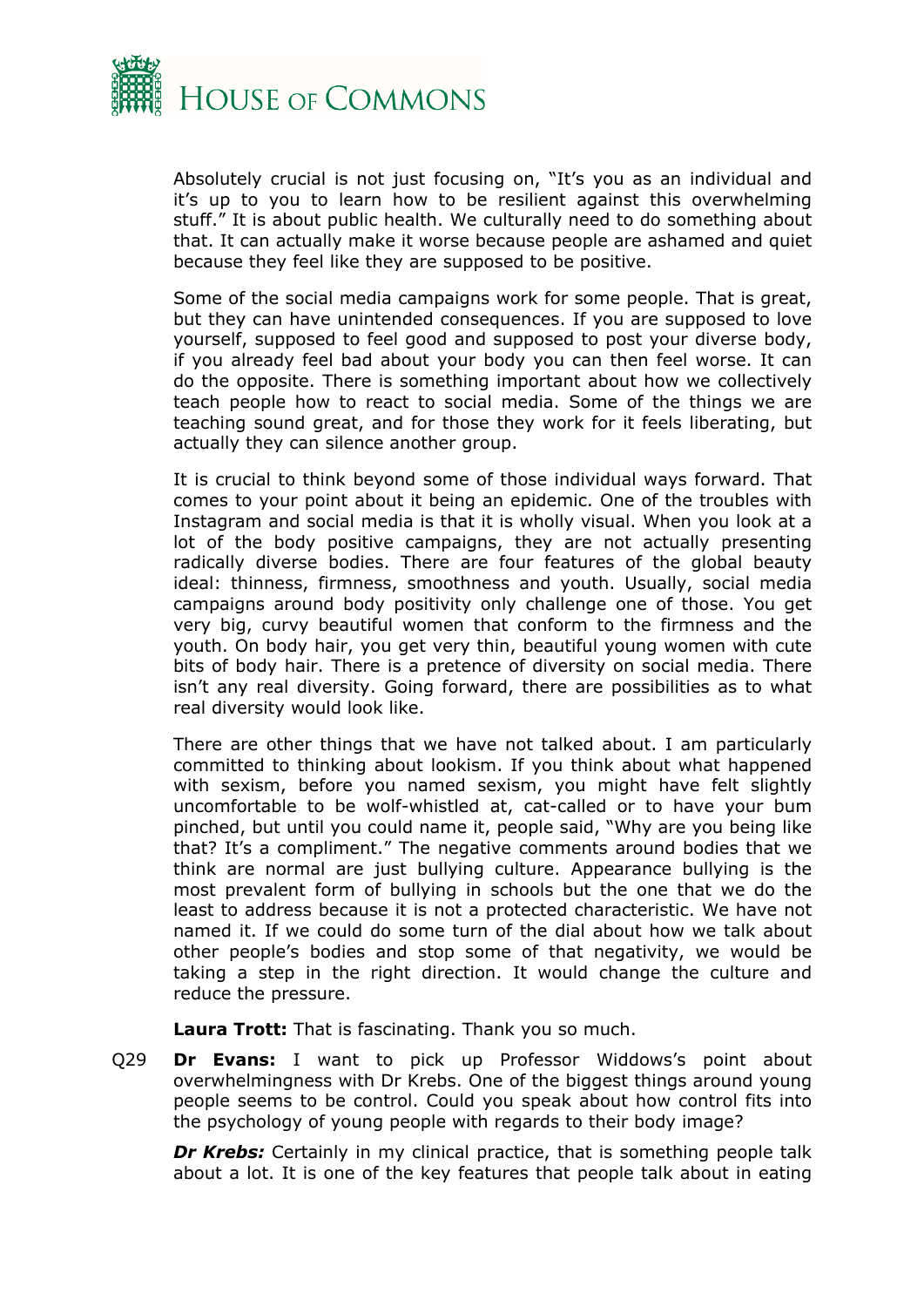Absolutely crucial is not just focusing on, "It's you as an individual and it's up to you to learn how to be resilient against this overwhelming stuff." It is about public health. We culturally need to do something about that. It can actually make it worse because people are ashamed and quiet because they feel like they are supposed to be positive.

Some of the social media campaigns work for some people. That is great, but they can have unintended consequences. If you are supposed to love yourself, supposed to feel good and supposed to post your diverse body, if you already feel bad about your body you can then feel worse. It can do the opposite. There is something important about how we collectively teach people how to react to social media. Some of the things we are teaching sound great, and for those they work for it feels liberating, but actually they can silence another group.

It is crucial to think beyond some of those individual ways forward. That comes to your point about it being an epidemic. One of the troubles with Instagram and social media is that it is wholly visual. When you look at a lot of the body positive campaigns, they are not actually presenting radically diverse bodies. There are four features of the global beauty ideal: thinness, firmness, smoothness and youth. Usually, social media campaigns around body positivity only challenge one of those. You get very big, curvy beautiful women that conform to the firmness and the youth. On body hair, you get very thin, beautiful young women with cute bits of body hair. There is a pretence of diversity on social media. There isn't any real diversity. Going forward, there are possibilities as to what real diversity would look like.

There are other things that we have not talked about. I am particularly committed to thinking about lookism. If you think about what happened with sexism, before you named sexism, you might have felt slightly uncomfortable to be wolf-whistled at, cat-called or to have your bum pinched, but until you could name it, people said, "Why are you being like that? It's a compliment." The negative comments around bodies that we think are normal are just bullying culture. Appearance bullying is the most prevalent form of bullying in schools but the one that we do the least to address because it is not a protected characteristic. We have not named it. If we could do some turn of the dial about how we talk about other people's bodies and stop some of that negativity, we would be taking a step in the right direction. It would change the culture and reduce the pressure.

**Laura Trott:** That is fascinating. Thank you so much.

Q29 **Dr Evans:** I want to pick up Professor Widdows's point about overwhelmingness with Dr Krebs. One of the biggest things around young people seems to be control. Could you speak about how control fits into the psychology of young people with regards to their body image?

***Dr Krebs:*** Certainly in my clinical practice, that is something people talk about a lot. It is one of the key features that people talk about in eating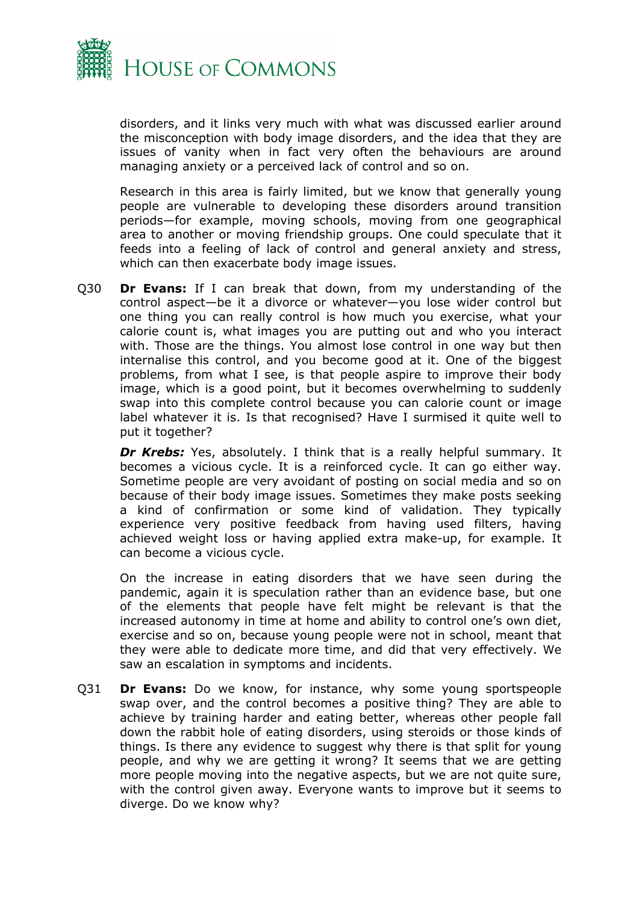disorders, and it links very much with what was discussed earlier around the misconception with body image disorders, and the idea that they are issues of vanity when in fact very often the behaviours are around managing anxiety or a perceived lack of control and so on.

Research in this area is fairly limited, but we know that generally young people are vulnerable to developing these disorders around transition periods—for example, moving schools, moving from one geographical area to another or moving friendship groups. One could speculate that it feeds into a feeling of lack of control and general anxiety and stress, which can then exacerbate body image issues.

Q30 **Dr Evans:** If I can break that down, from my understanding of the control aspect—be it a divorce or whatever—you lose wider control but one thing you can really control is how much you exercise, what your calorie count is, what images you are putting out and who you interact with. Those are the things. You almost lose control in one way but then internalise this control, and you become good at it. One of the biggest problems, from what I see, is that people aspire to improve their body image, which is a good point, but it becomes overwhelming to suddenly swap into this complete control because you can calorie count or image label whatever it is. Is that recognised? Have I surmised it quite well to put it together?

***Dr Krebs:*** Yes, absolutely. I think that is a really helpful summary. It becomes a vicious cycle. It is a reinforced cycle. It can go either way. Sometime people are very avoidant of posting on social media and so on because of their body image issues. Sometimes they make posts seeking a kind of confirmation or some kind of validation. They typically experience very positive feedback from having used filters, having achieved weight loss or having applied extra make-up, for example. It can become a vicious cycle.

On the increase in eating disorders that we have seen during the pandemic, again it is speculation rather than an evidence base, but one of the elements that people have felt might be relevant is that the increased autonomy in time at home and ability to control one's own diet, exercise and so on, because young people were not in school, meant that they were able to dedicate more time, and did that very effectively. We saw an escalation in symptoms and incidents.

Q31 **Dr Evans:** Do we know, for instance, why some young sportspeople swap over, and the control becomes a positive thing? They are able to achieve by training harder and eating better, whereas other people fall down the rabbit hole of eating disorders, using steroids or those kinds of things. Is there any evidence to suggest why there is that split for young people, and why we are getting it wrong? It seems that we are getting more people moving into the negative aspects, but we are not quite sure, with the control given away. Everyone wants to improve but it seems to diverge. Do we know why?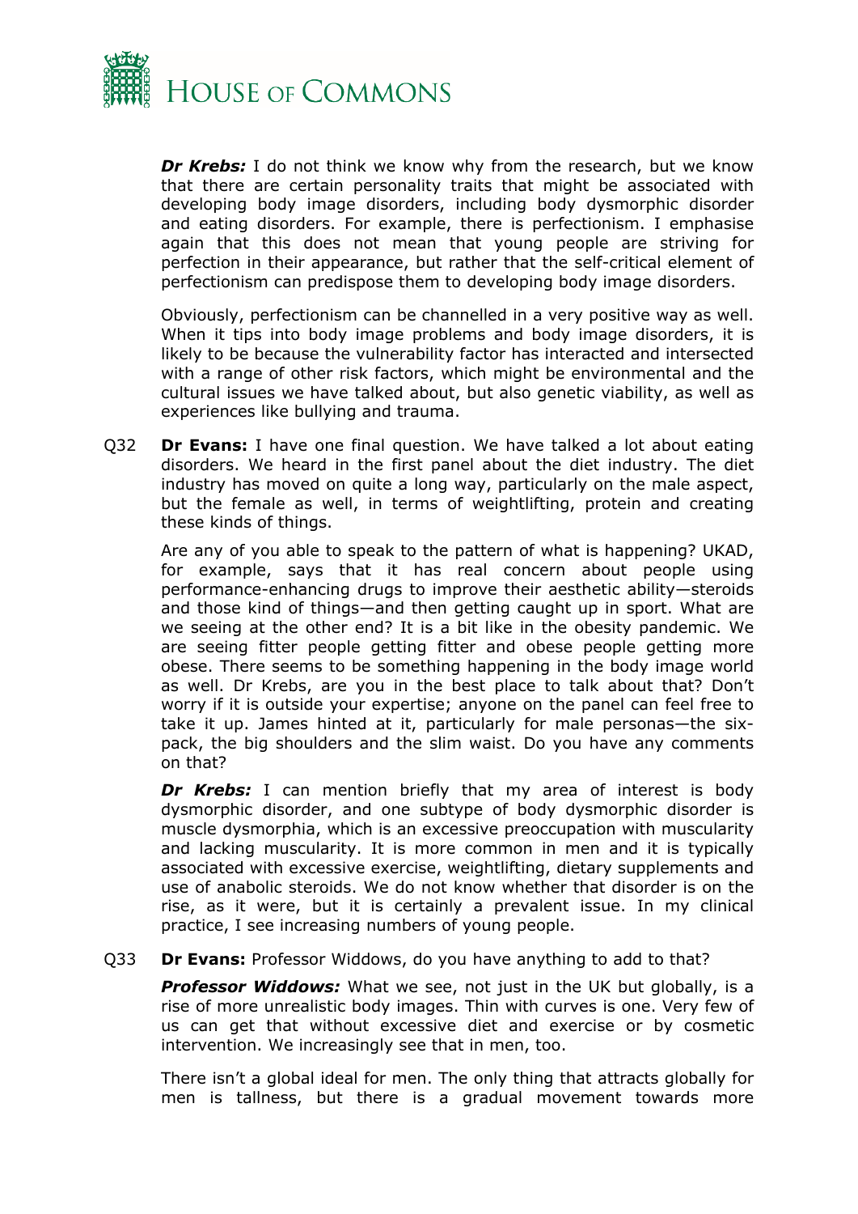***Dr Krebs:*** I do not think we know why from the research, but we know that there are certain personality traits that might be associated with developing body image disorders, including body dysmorphic disorder and eating disorders. For example, there is perfectionism. I emphasise again that this does not mean that young people are striving for perfection in their appearance, but rather that the self-critical element of perfectionism can predispose them to developing body image disorders.

Obviously, perfectionism can be channelled in a very positive way as well. When it tips into body image problems and body image disorders, it is likely to be because the vulnerability factor has interacted and intersected with a range of other risk factors, which might be environmental and the cultural issues we have talked about, but also genetic viability, as well as experiences like bullying and trauma.

Q32 **Dr Evans:** I have one final question. We have talked a lot about eating disorders. We heard in the first panel about the diet industry. The diet industry has moved on quite a long way, particularly on the male aspect, but the female as well, in terms of weightlifting, protein and creating these kinds of things.

Are any of you able to speak to the pattern of what is happening? UKAD, for example, says that it has real concern about people using performance-enhancing drugs to improve their aesthetic ability—steroids and those kind of things—and then getting caught up in sport. What are we seeing at the other end? It is a bit like in the obesity pandemic. We are seeing fitter people getting fitter and obese people getting more obese. There seems to be something happening in the body image world as well. Dr Krebs, are you in the best place to talk about that? Don't worry if it is outside your expertise; anyone on the panel can feel free to take it up. James hinted at it, particularly for male personas—the six-pack, the big shoulders and the slim waist. Do you have any comments on that?

***Dr Krebs:*** I can mention briefly that my area of interest is body dysmorphic disorder, and one subtype of body dysmorphic disorder is muscle dysmorphia, which is an excessive preoccupation with muscularity and lacking muscularity. It is more common in men and it is typically associated with excessive exercise, weightlifting, dietary supplements and use of anabolic steroids. We do not know whether that disorder is on the rise, as it were, but it is certainly a prevalent issue. In my clinical practice, I see increasing numbers of young people.

Q33 **Dr Evans:** Professor Widdows, do you have anything to add to that?

***Professor Widdows:*** What we see, not just in the UK but globally, is a rise of more unrealistic body images. Thin with curves is one. Very few of us can get that without excessive diet and exercise or by cosmetic intervention. We increasingly see that in men, too.

There isn't a global ideal for men. The only thing that attracts globally for men is tallness, but there is a gradual movement towards more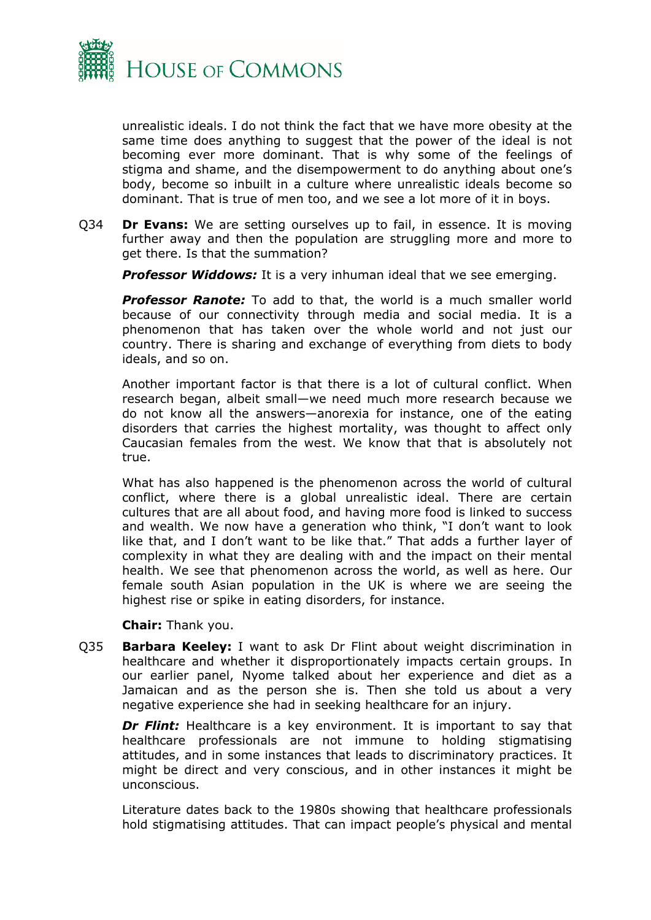unrealistic ideals. I do not think the fact that we have more obesity at the same time does anything to suggest that the power of the ideal is not becoming ever more dominant. That is why some of the feelings of stigma and shame, and the disempowerment to do anything about one's body, become so inbuilt in a culture where unrealistic ideals become so dominant. That is true of men too, and we see a lot more of it in boys.

Q34 **Dr Evans:** We are setting ourselves up to fail, in essence. It is moving further away and then the population are struggling more and more to get there. Is that the summation?

***Professor Widdows:*** It is a very inhuman ideal that we see emerging.

***Professor Ranote:*** To add to that, the world is a much smaller world because of our connectivity through media and social media. It is a phenomenon that has taken over the whole world and not just our country. There is sharing and exchange of everything from diets to body ideals, and so on.

Another important factor is that there is a lot of cultural conflict. When research began, albeit small—we need much more research because we do not know all the answers—anorexia for instance, one of the eating disorders that carries the highest mortality, was thought to affect only Caucasian females from the west. We know that that is absolutely not true.

What has also happened is the phenomenon across the world of cultural conflict, where there is a global unrealistic ideal. There are certain cultures that are all about food, and having more food is linked to success and wealth. We now have a generation who think, "I don't want to look like that, and I don't want to be like that." That adds a further layer of complexity in what they are dealing with and the impact on their mental health. We see that phenomenon across the world, as well as here. Our female south Asian population in the UK is where we are seeing the highest rise or spike in eating disorders, for instance.

**Chair:** Thank you.

Q35 **Barbara Keeley:** I want to ask Dr Flint about weight discrimination in healthcare and whether it disproportionately impacts certain groups. In our earlier panel, Nyome talked about her experience and diet as a Jamaican and as the person she is. Then she told us about a very negative experience she had in seeking healthcare for an injury.

***Dr Flint:*** Healthcare is a key environment. It is important to say that healthcare professionals are not immune to holding stigmatising attitudes, and in some instances that leads to discriminatory practices. It might be direct and very conscious, and in other instances it might be unconscious.

Literature dates back to the 1980s showing that healthcare professionals hold stigmatising attitudes. That can impact people's physical and mental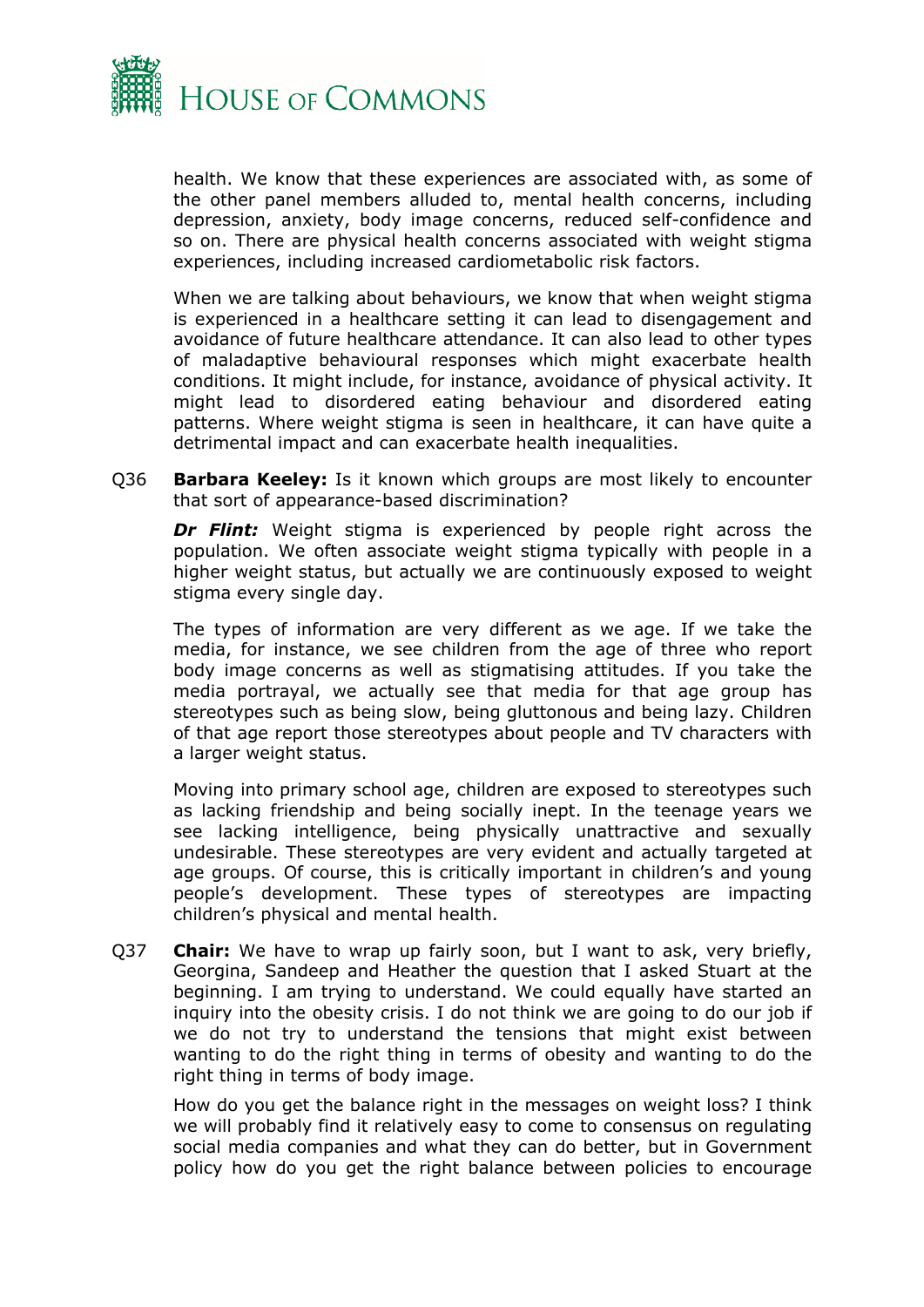health. We know that these experiences are associated with, as some of the other panel members alluded to, mental health concerns, including depression, anxiety, body image concerns, reduced self-confidence and so on. There are physical health concerns associated with weight stigma experiences, including increased cardiometabolic risk factors.

When we are talking about behaviours, we know that when weight stigma is experienced in a healthcare setting it can lead to disengagement and avoidance of future healthcare attendance. It can also lead to other types of maladaptive behavioural responses which might exacerbate health conditions. It might include, for instance, avoidance of physical activity. It might lead to disordered eating behaviour and disordered eating patterns. Where weight stigma is seen in healthcare, it can have quite a detrimental impact and can exacerbate health inequalities.

Q36 **Barbara Keeley:** Is it known which groups are most likely to encounter that sort of appearance-based discrimination?

***Dr Flint:*** Weight stigma is experienced by people right across the population. We often associate weight stigma typically with people in a higher weight status, but actually we are continuously exposed to weight stigma every single day.

The types of information are very different as we age. If we take the media, for instance, we see children from the age of three who report body image concerns as well as stigmatising attitudes. If you take the media portrayal, we actually see that media for that age group has stereotypes such as being slow, being gluttonous and being lazy. Children of that age report those stereotypes about people and TV characters with a larger weight status.

Moving into primary school age, children are exposed to stereotypes such as lacking friendship and being socially inept. In the teenage years we see lacking intelligence, being physically unattractive and sexually undesirable. These stereotypes are very evident and actually targeted at age groups. Of course, this is critically important in children's and young people's development. These types of stereotypes are impacting children's physical and mental health.

Q37 **Chair:** We have to wrap up fairly soon, but I want to ask, very briefly, Georgina, Sandeep and Heather the question that I asked Stuart at the beginning. I am trying to understand. We could equally have started an inquiry into the obesity crisis. I do not think we are going to do our job if we do not try to understand the tensions that might exist between wanting to do the right thing in terms of obesity and wanting to do the right thing in terms of body image.

How do you get the balance right in the messages on weight loss? I think we will probably find it relatively easy to come to consensus on regulating social media companies and what they can do better, but in Government policy how do you get the right balance between policies to encourage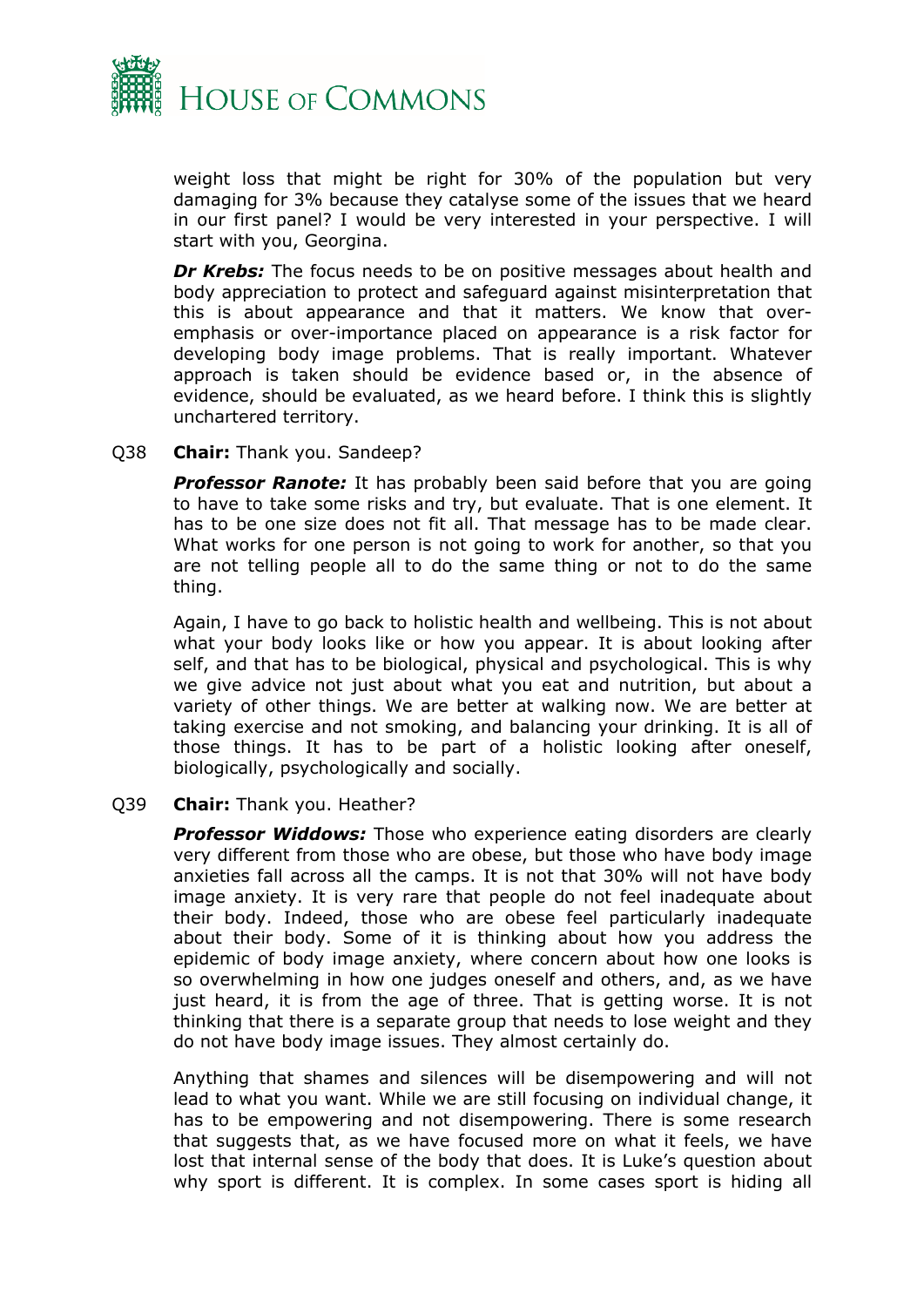weight loss that might be right for 30% of the population but very damaging for 3% because they catalyse some of the issues that we heard in our first panel? I would be very interested in your perspective. I will start with you, Georgina.

***Dr Krebs:*** The focus needs to be on positive messages about health and body appreciation to protect and safeguard against misinterpretation that this is about appearance and that it matters. We know that over-emphasis or over-importance placed on appearance is a risk factor for developing body image problems. That is really important. Whatever approach is taken should be evidence based or, in the absence of evidence, should be evaluated, as we heard before. I think this is slightly unchartered territory.

Q38 **Chair:** Thank you. Sandeep?

***Professor Ranote:*** It has probably been said before that you are going to have to take some risks and try, but evaluate. That is one element. It has to be one size does not fit all. That message has to be made clear. What works for one person is not going to work for another, so that you are not telling people all to do the same thing or not to do the same thing.

Again, I have to go back to holistic health and wellbeing. This is not about what your body looks like or how you appear. It is about looking after self, and that has to be biological, physical and psychological. This is why we give advice not just about what you eat and nutrition, but about a variety of other things. We are better at walking now. We are better at taking exercise and not smoking, and balancing your drinking. It is all of those things. It has to be part of a holistic looking after oneself, biologically, psychologically and socially.

Q39 **Chair:** Thank you. Heather?

***Professor Widdows:*** Those who experience eating disorders are clearly very different from those who are obese, but those who have body image anxieties fall across all the camps. It is not that 30% will not have body image anxiety. It is very rare that people do not feel inadequate about their body. Indeed, those who are obese feel particularly inadequate about their body. Some of it is thinking about how you address the epidemic of body image anxiety, where concern about how one looks is so overwhelming in how one judges oneself and others, and, as we have just heard, it is from the age of three. That is getting worse. It is not thinking that there is a separate group that needs to lose weight and they do not have body image issues. They almost certainly do.

Anything that shames and silences will be disempowering and will not lead to what you want. While we are still focusing on individual change, it has to be empowering and not disempowering. There is some research that suggests that, as we have focused more on what it feels, we have lost that internal sense of the body that does. It is Luke's question about why sport is different. It is complex. In some cases sport is hiding all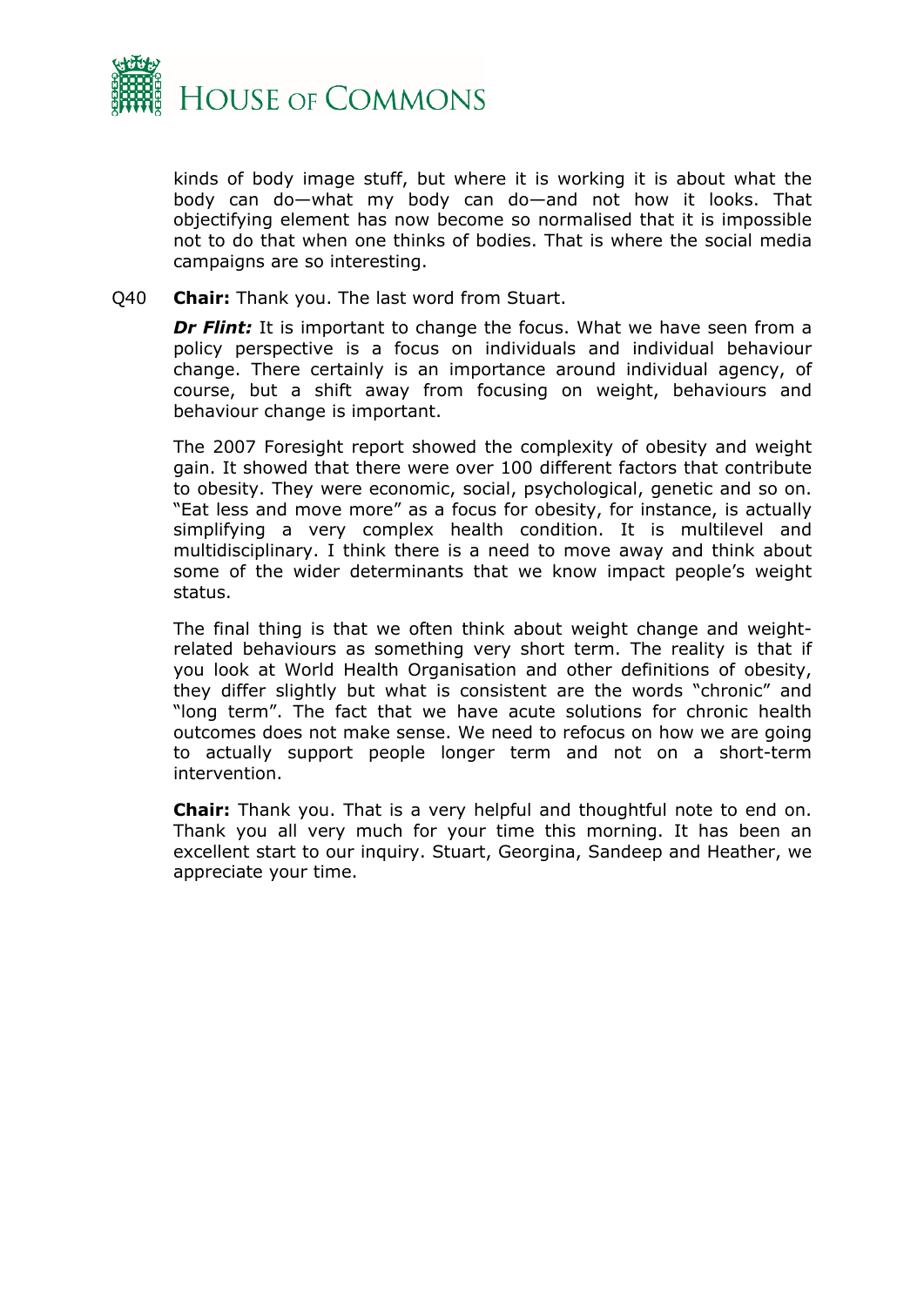kinds of body image stuff, but where it is working it is about what the body can do—what my body can do—and not how it looks. That objectifying element has now become so normalised that it is impossible not to do that when one thinks of bodies. That is where the social media campaigns are so interesting.

Q40 **Chair:** Thank you. The last word from Stuart.

***Dr Flint:*** It is important to change the focus. What we have seen from a policy perspective is a focus on individuals and individual behaviour change. There certainly is an importance around individual agency, of course, but a shift away from focusing on weight, behaviours and behaviour change is important.

The 2007 Foresight report showed the complexity of obesity and weight gain. It showed that there were over 100 different factors that contribute to obesity. They were economic, social, psychological, genetic and so on. "Eat less and move more" as a focus for obesity, for instance, is actually simplifying a very complex health condition. It is multilevel and multidisciplinary. I think there is a need to move away and think about some of the wider determinants that we know impact people's weight status.

The final thing is that we often think about weight change and weight-related behaviours as something very short term. The reality is that if you look at World Health Organisation and other definitions of obesity, they differ slightly but what is consistent are the words "chronic" and "long term". The fact that we have acute solutions for chronic health outcomes does not make sense. We need to refocus on how we are going to actually support people longer term and not on a short-term intervention.

**Chair:** Thank you. That is a very helpful and thoughtful note to end on. Thank you all very much for your time this morning. It has been an excellent start to our inquiry. Stuart, Georgina, Sandeep and Heather, we appreciate your time.